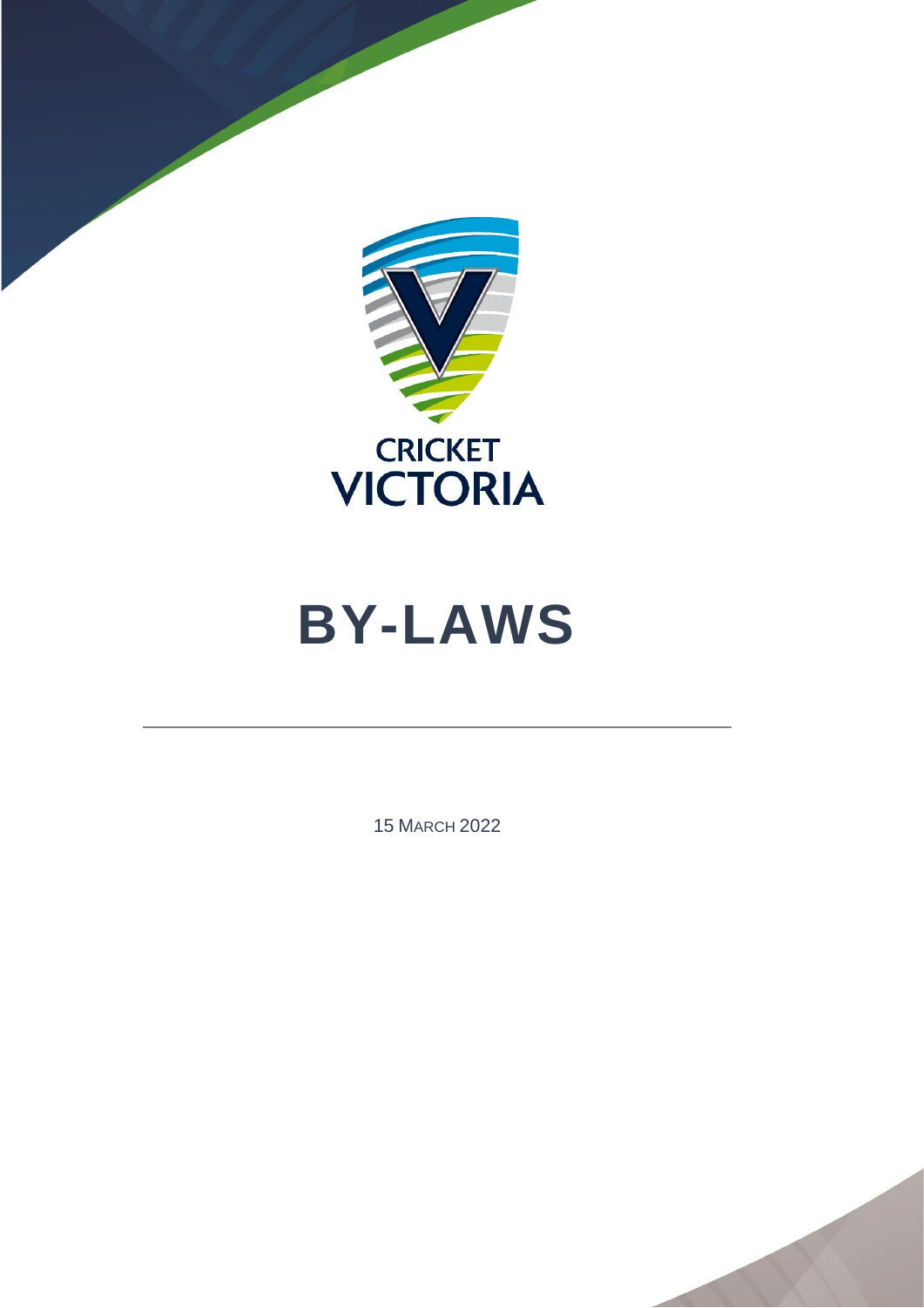CRICKET
VICTORIA

# BY-LAWS

15 MARCH 2022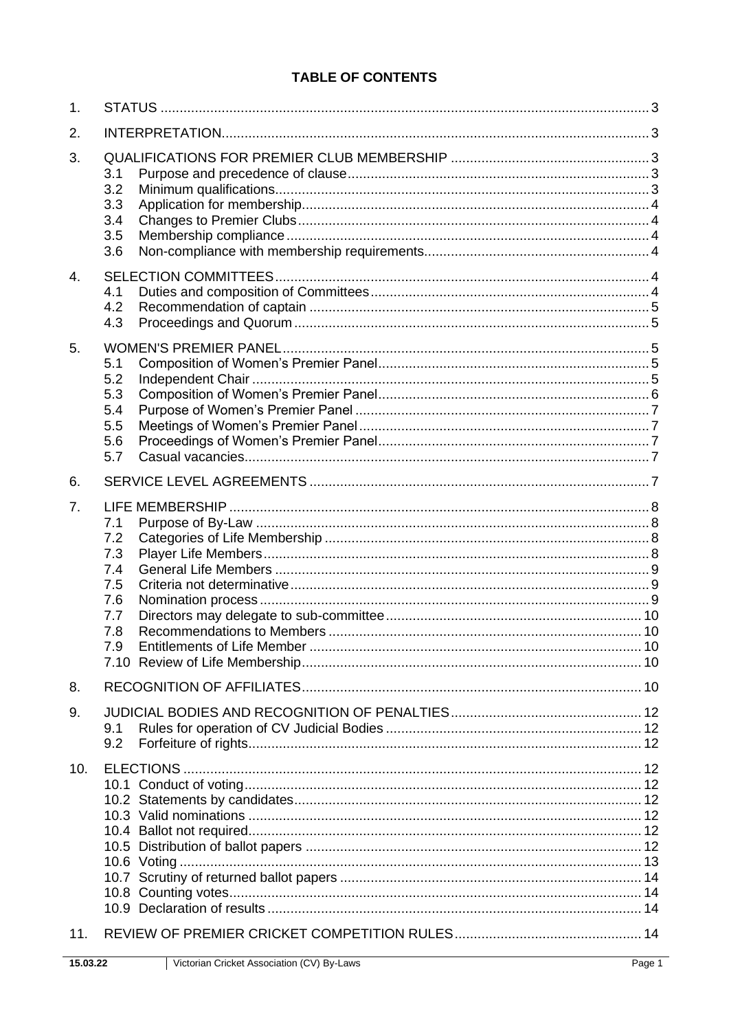**TABLE OF CONTENTS**

| | | |
|---|---|---|
| 1. | STATUS | 3 |
| 2. | INTERPRETATION | 3 |
| 3. | QUALIFICATIONS FOR PREMIER CLUB MEMBERSHIP | 3 |
| | 3.1 Purpose and precedence of clause | 3 |
| | 3.2 Minimum qualifications | 3 |
| | 3.3 Application for membership | 4 |
| | 3.4 Changes to Premier Clubs | 4 |
| | 3.5 Membership compliance | 4 |
| | 3.6 Non-compliance with membership requirements | 4 |
| 4. | SELECTION COMMITTEES | 4 |
| | 4.1 Duties and composition of Committees | 4 |
| | 4.2 Recommendation of captain | 5 |
| | 4.3 Proceedings and Quorum | 5 |
| 5. | WOMEN'S PREMIER PANEL | 5 |
| | 5.1 Composition of Women's Premier Panel | 5 |
| | 5.2 Independent Chair | 5 |
| | 5.3 Composition of Women's Premier Panel | 6 |
| | 5.4 Purpose of Women's Premier Panel | 7 |
| | 5.5 Meetings of Women's Premier Panel | 7 |
| | 5.6 Proceedings of Women's Premier Panel | 7 |
| | 5.7 Casual vacancies | 7 |
| 6. | SERVICE LEVEL AGREEMENTS | 7 |
| 7. | LIFE MEMBERSHIP | 8 |
| | 7.1 Purpose of By-Law | 8 |
| | 7.2 Categories of Life Membership | 8 |
| | 7.3 Player Life Members | 8 |
| | 7.4 General Life Members | 9 |
| | 7.5 Criteria not determinative | 9 |
| | 7.6 Nomination process | 9 |
| | 7.7 Directors may delegate to sub-committee | 10 |
| | 7.8 Recommendations to Members | 10 |
| | 7.9 Entitlements of Life Member | 10 |
| | 7.10 Review of Life Membership | 10 |
| 8. | RECOGNITION OF AFFILIATES | 10 |
| 9. | JUDICIAL BODIES AND RECOGNITION OF PENALTIES | 12 |
| | 9.1 Rules for operation of CV Judicial Bodies | 12 |
| | 9.2 Forfeiture of rights | 12 |
| 10. | ELECTIONS | 12 |
| | 10.1 Conduct of voting | 12 |
| | 10.2 Statements by candidates | 12 |
| | 10.3 Valid nominations | 12 |
| | 10.4 Ballot not required | 12 |
| | 10.5 Distribution of ballot papers | 12 |
| | 10.6 Voting | 13 |
| | 10.7 Scrutiny of returned ballot papers | 14 |
| | 10.8 Counting votes | 14 |
| | 10.9 Declaration of results | 14 |
| 11. | REVIEW OF PREMIER CRICKET COMPETITION RULES | 14 |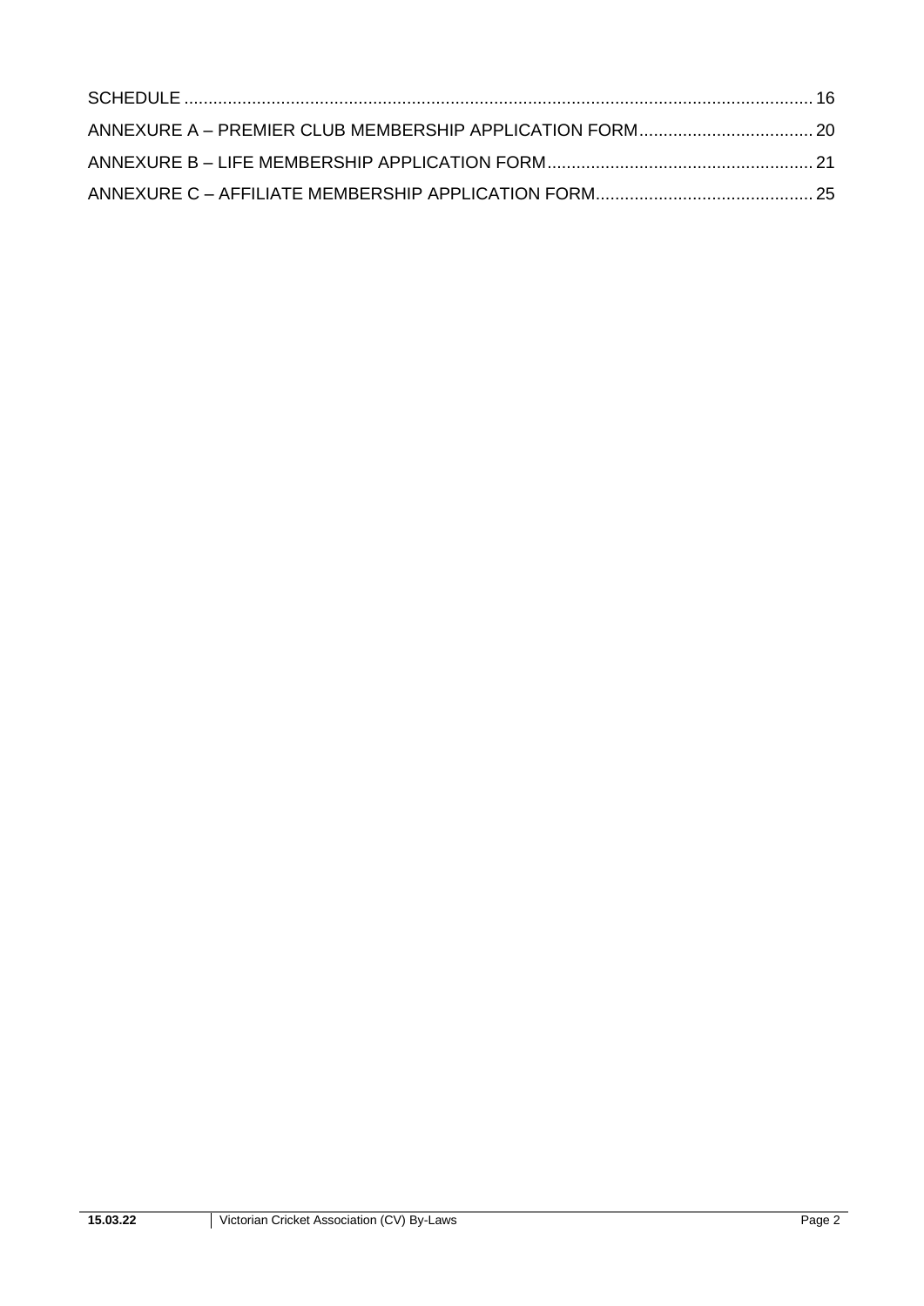SCHEDULE ........................................................................................................................... 16

ANNEXURE A – PREMIER CLUB MEMBERSHIP APPLICATION FORM .................................... 20

ANNEXURE B – LIFE MEMBERSHIP APPLICATION FORM ....................................................... 21

ANNEXURE C – AFFILIATE MEMBERSHIP APPLICATION FORM ............................................. 25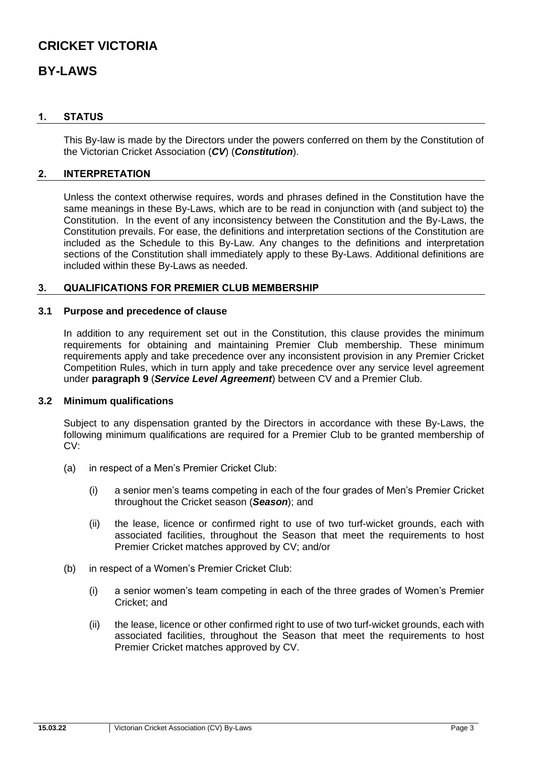# CRICKET VICTORIA

# BY-LAWS

## 1. STATUS

This By-law is made by the Directors under the powers conferred on them by the Constitution of the Victorian Cricket Association (***CV***) (***Constitution***).

## 2. INTERPRETATION

Unless the context otherwise requires, words and phrases defined in the Constitution have the same meanings in these By-Laws, which are to be read in conjunction with (and subject to) the Constitution. In the event of any inconsistency between the Constitution and the By-Laws, the Constitution prevails. For ease, the definitions and interpretation sections of the Constitution are included as the Schedule to this By-Law. Any changes to the definitions and interpretation sections of the Constitution shall immediately apply to these By-Laws. Additional definitions are included within these By-Laws as needed.

## 3. QUALIFICATIONS FOR PREMIER CLUB MEMBERSHIP

### 3.1 Purpose and precedence of clause

In addition to any requirement set out in the Constitution, this clause provides the minimum requirements for obtaining and maintaining Premier Club membership. These minimum requirements apply and take precedence over any inconsistent provision in any Premier Cricket Competition Rules, which in turn apply and take precedence over any service level agreement under **paragraph 9** (***Service Level Agreement***) between CV and a Premier Club.

### 3.2 Minimum qualifications

Subject to any dispensation granted by the Directors in accordance with these By-Laws, the following minimum qualifications are required for a Premier Club to be granted membership of CV:

(a) in respect of a Men's Premier Cricket Club:

(i) a senior men's teams competing in each of the four grades of Men's Premier Cricket throughout the Cricket season (***Season***); and

(ii) the lease, licence or confirmed right to use of two turf-wicket grounds, each with associated facilities, throughout the Season that meet the requirements to host Premier Cricket matches approved by CV; and/or

(b) in respect of a Women's Premier Cricket Club:

(i) a senior women's team competing in each of the three grades of Women's Premier Cricket; and

(ii) the lease, licence or other confirmed right to use of two turf-wicket grounds, each with associated facilities, throughout the Season that meet the requirements to host Premier Cricket matches approved by CV.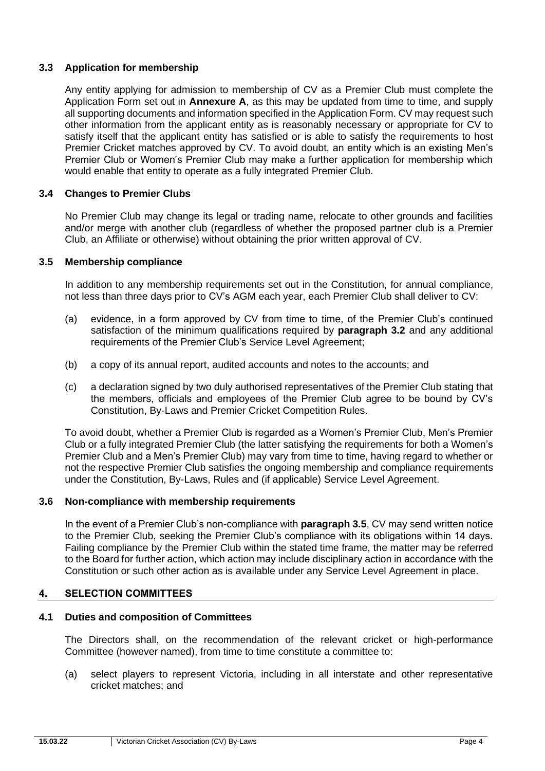### 3.3 Application for membership

Any entity applying for admission to membership of CV as a Premier Club must complete the Application Form set out in **Annexure A**, as this may be updated from time to time, and supply all supporting documents and information specified in the Application Form. CV may request such other information from the applicant entity as is reasonably necessary or appropriate for CV to satisfy itself that the applicant entity has satisfied or is able to satisfy the requirements to host Premier Cricket matches approved by CV. To avoid doubt, an entity which is an existing Men's Premier Club or Women's Premier Club may make a further application for membership which would enable that entity to operate as a fully integrated Premier Club.

### 3.4 Changes to Premier Clubs

No Premier Club may change its legal or trading name, relocate to other grounds and facilities and/or merge with another club (regardless of whether the proposed partner club is a Premier Club, an Affiliate or otherwise) without obtaining the prior written approval of CV.

### 3.5 Membership compliance

In addition to any membership requirements set out in the Constitution, for annual compliance, not less than three days prior to CV's AGM each year, each Premier Club shall deliver to CV:

(a) evidence, in a form approved by CV from time to time, of the Premier Club's continued satisfaction of the minimum qualifications required by **paragraph 3.2** and any additional requirements of the Premier Club's Service Level Agreement;

(b) a copy of its annual report, audited accounts and notes to the accounts; and

(c) a declaration signed by two duly authorised representatives of the Premier Club stating that the members, officials and employees of the Premier Club agree to be bound by CV's Constitution, By-Laws and Premier Cricket Competition Rules.

To avoid doubt, whether a Premier Club is regarded as a Women's Premier Club, Men's Premier Club or a fully integrated Premier Club (the latter satisfying the requirements for both a Women's Premier Club and a Men's Premier Club) may vary from time to time, having regard to whether or not the respective Premier Club satisfies the ongoing membership and compliance requirements under the Constitution, By-Laws, Rules and (if applicable) Service Level Agreement.

### 3.6 Non-compliance with membership requirements

In the event of a Premier Club's non-compliance with **paragraph 3.5**, CV may send written notice to the Premier Club, seeking the Premier Club's compliance with its obligations within 14 days. Failing compliance by the Premier Club within the stated time frame, the matter may be referred to the Board for further action, which action may include disciplinary action in accordance with the Constitution or such other action as is available under any Service Level Agreement in place.

## 4. SELECTION COMMITTEES

### 4.1 Duties and composition of Committees

The Directors shall, on the recommendation of the relevant cricket or high-performance Committee (however named), from time to time constitute a committee to:

(a) select players to represent Victoria, including in all interstate and other representative cricket matches; and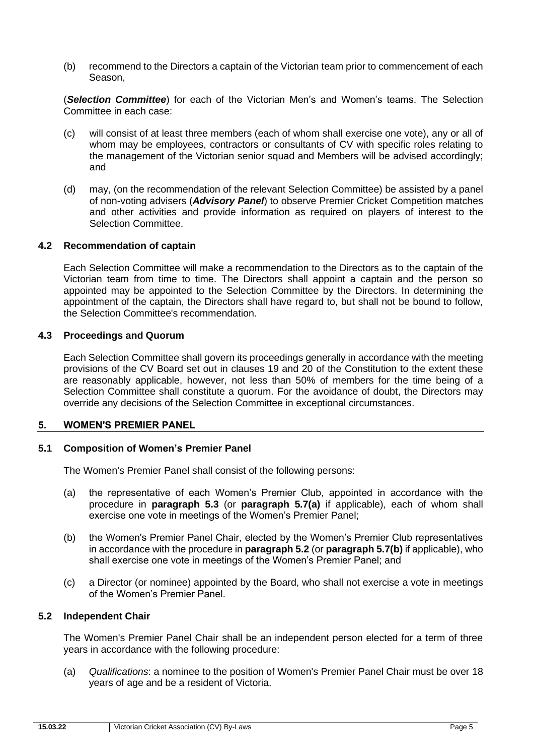(b) recommend to the Directors a captain of the Victorian team prior to commencement of each Season,

(***Selection Committee***) for each of the Victorian Men's and Women's teams. The Selection Committee in each case:

(c) will consist of at least three members (each of whom shall exercise one vote), any or all of whom may be employees, contractors or consultants of CV with specific roles relating to the management of the Victorian senior squad and Members will be advised accordingly; and

(d) may, (on the recommendation of the relevant Selection Committee) be assisted by a panel of non-voting advisers (***Advisory Panel***) to observe Premier Cricket Competition matches and other activities and provide information as required on players of interest to the Selection Committee.

### 4.2 Recommendation of captain

Each Selection Committee will make a recommendation to the Directors as to the captain of the Victorian team from time to time. The Directors shall appoint a captain and the person so appointed may be appointed to the Selection Committee by the Directors. In determining the appointment of the captain, the Directors shall have regard to, but shall not be bound to follow, the Selection Committee's recommendation.

### 4.3 Proceedings and Quorum

Each Selection Committee shall govern its proceedings generally in accordance with the meeting provisions of the CV Board set out in clauses 19 and 20 of the Constitution to the extent these are reasonably applicable, however, not less than 50% of members for the time being of a Selection Committee shall constitute a quorum. For the avoidance of doubt, the Directors may override any decisions of the Selection Committee in exceptional circumstances.

## 5. WOMEN'S PREMIER PANEL

### 5.1 Composition of Women's Premier Panel

The Women's Premier Panel shall consist of the following persons:

(a) the representative of each Women's Premier Club, appointed in accordance with the procedure in **paragraph 5.3** (or **paragraph 5.7(a)** if applicable), each of whom shall exercise one vote in meetings of the Women's Premier Panel;

(b) the Women's Premier Panel Chair, elected by the Women's Premier Club representatives in accordance with the procedure in **paragraph 5.2** (or **paragraph 5.7(b)** if applicable), who shall exercise one vote in meetings of the Women's Premier Panel; and

(c) a Director (or nominee) appointed by the Board, who shall not exercise a vote in meetings of the Women's Premier Panel.

### 5.2 Independent Chair

The Women's Premier Panel Chair shall be an independent person elected for a term of three years in accordance with the following procedure:

(a) *Qualifications*: a nominee to the position of Women's Premier Panel Chair must be over 18 years of age and be a resident of Victoria.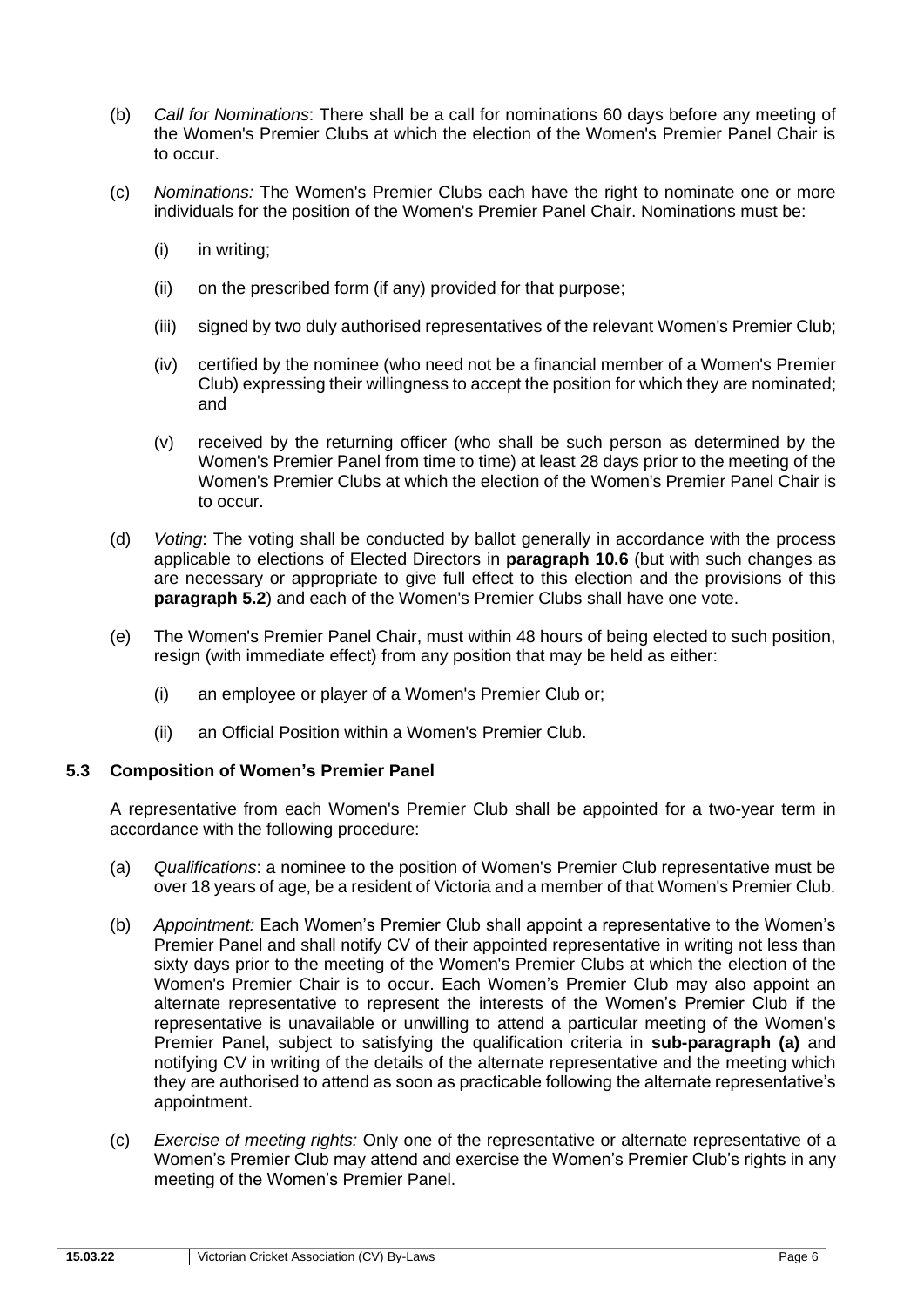(b) *Call for Nominations*: There shall be a call for nominations 60 days before any meeting of the Women's Premier Clubs at which the election of the Women's Premier Panel Chair is to occur.

(c) *Nominations:* The Women's Premier Clubs each have the right to nominate one or more individuals for the position of the Women's Premier Panel Chair. Nominations must be:

(i) in writing;

(ii) on the prescribed form (if any) provided for that purpose;

(iii) signed by two duly authorised representatives of the relevant Women's Premier Club;

(iv) certified by the nominee (who need not be a financial member of a Women's Premier Club) expressing their willingness to accept the position for which they are nominated; and

(v) received by the returning officer (who shall be such person as determined by the Women's Premier Panel from time to time) at least 28 days prior to the meeting of the Women's Premier Clubs at which the election of the Women's Premier Panel Chair is to occur.

(d) *Voting*: The voting shall be conducted by ballot generally in accordance with the process applicable to elections of Elected Directors in **paragraph 10.6** (but with such changes as are necessary or appropriate to give full effect to this election and the provisions of this **paragraph 5.2**) and each of the Women's Premier Clubs shall have one vote.

(e) The Women's Premier Panel Chair, must within 48 hours of being elected to such position, resign (with immediate effect) from any position that may be held as either:

(i) an employee or player of a Women's Premier Club or;

(ii) an Official Position within a Women's Premier Club.

### 5.3 Composition of Women's Premier Panel

A representative from each Women's Premier Club shall be appointed for a two-year term in accordance with the following procedure:

(a) *Qualifications*: a nominee to the position of Women's Premier Club representative must be over 18 years of age, be a resident of Victoria and a member of that Women's Premier Club.

(b) *Appointment:* Each Women's Premier Club shall appoint a representative to the Women's Premier Panel and shall notify CV of their appointed representative in writing not less than sixty days prior to the meeting of the Women's Premier Clubs at which the election of the Women's Premier Chair is to occur. Each Women's Premier Club may also appoint an alternate representative to represent the interests of the Women's Premier Club if the representative is unavailable or unwilling to attend a particular meeting of the Women's Premier Panel, subject to satisfying the qualification criteria in **sub-paragraph (a)** and notifying CV in writing of the details of the alternate representative and the meeting which they are authorised to attend as soon as practicable following the alternate representative's appointment.

(c) *Exercise of meeting rights:* Only one of the representative or alternate representative of a Women's Premier Club may attend and exercise the Women's Premier Club's rights in any meeting of the Women's Premier Panel.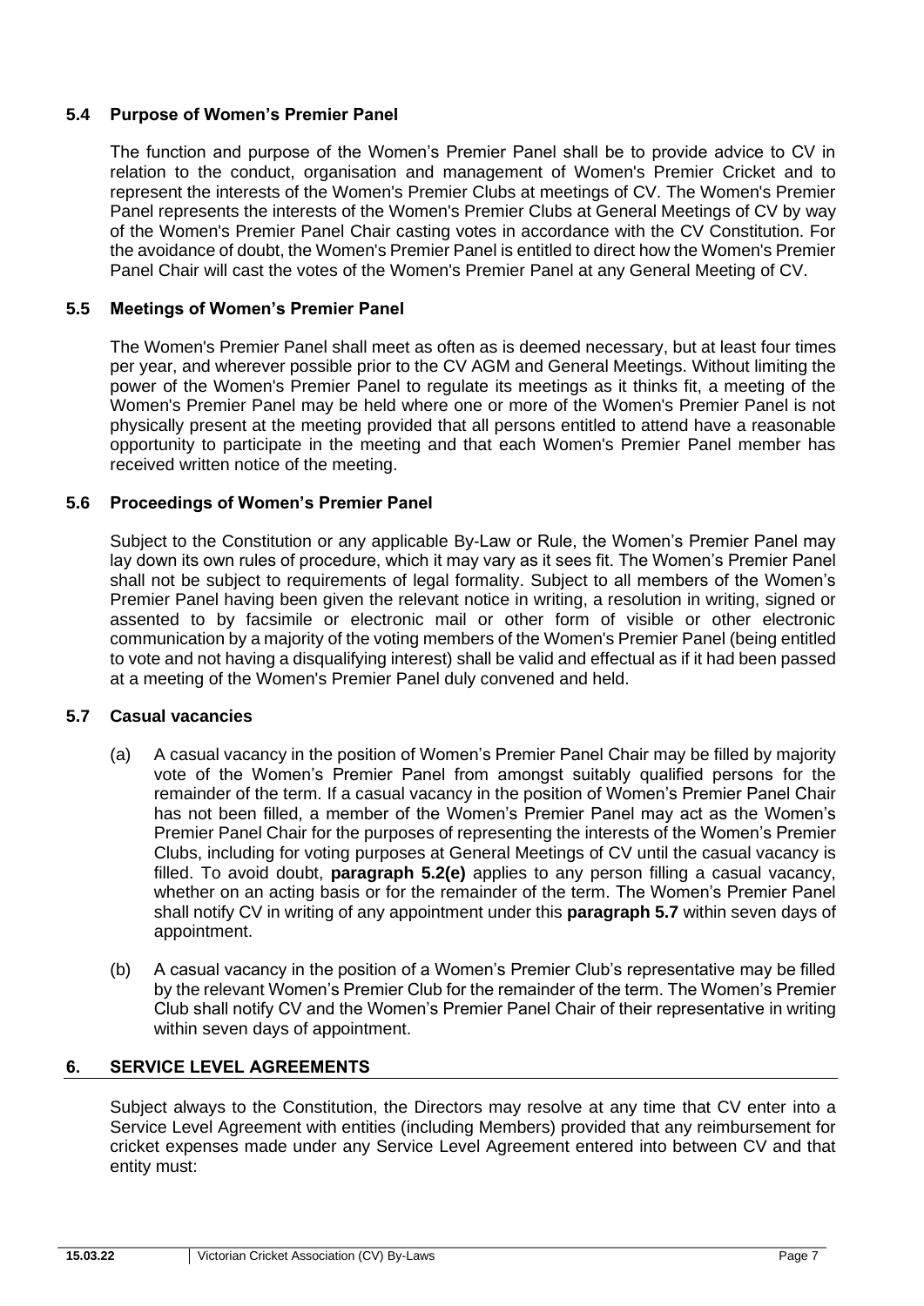### 5.4 Purpose of Women's Premier Panel

The function and purpose of the Women's Premier Panel shall be to provide advice to CV in relation to the conduct, organisation and management of Women's Premier Cricket and to represent the interests of the Women's Premier Clubs at meetings of CV. The Women's Premier Panel represents the interests of the Women's Premier Clubs at General Meetings of CV by way of the Women's Premier Panel Chair casting votes in accordance with the CV Constitution. For the avoidance of doubt, the Women's Premier Panel is entitled to direct how the Women's Premier Panel Chair will cast the votes of the Women's Premier Panel at any General Meeting of CV.

### 5.5 Meetings of Women's Premier Panel

The Women's Premier Panel shall meet as often as is deemed necessary, but at least four times per year, and wherever possible prior to the CV AGM and General Meetings. Without limiting the power of the Women's Premier Panel to regulate its meetings as it thinks fit, a meeting of the Women's Premier Panel may be held where one or more of the Women's Premier Panel is not physically present at the meeting provided that all persons entitled to attend have a reasonable opportunity to participate in the meeting and that each Women's Premier Panel member has received written notice of the meeting.

### 5.6 Proceedings of Women's Premier Panel

Subject to the Constitution or any applicable By-Law or Rule, the Women's Premier Panel may lay down its own rules of procedure, which it may vary as it sees fit. The Women's Premier Panel shall not be subject to requirements of legal formality. Subject to all members of the Women's Premier Panel having been given the relevant notice in writing, a resolution in writing, signed or assented to by facsimile or electronic mail or other form of visible or other electronic communication by a majority of the voting members of the Women's Premier Panel (being entitled to vote and not having a disqualifying interest) shall be valid and effectual as if it had been passed at a meeting of the Women's Premier Panel duly convened and held.

### 5.7 Casual vacancies

(a) A casual vacancy in the position of Women's Premier Panel Chair may be filled by majority vote of the Women's Premier Panel from amongst suitably qualified persons for the remainder of the term. If a casual vacancy in the position of Women's Premier Panel Chair has not been filled, a member of the Women's Premier Panel may act as the Women's Premier Panel Chair for the purposes of representing the interests of the Women's Premier Clubs, including for voting purposes at General Meetings of CV until the casual vacancy is filled. To avoid doubt, **paragraph 5.2(e)** applies to any person filling a casual vacancy, whether on an acting basis or for the remainder of the term. The Women's Premier Panel shall notify CV in writing of any appointment under this **paragraph 5.7** within seven days of appointment.

(b) A casual vacancy in the position of a Women's Premier Club's representative may be filled by the relevant Women's Premier Club for the remainder of the term. The Women's Premier Club shall notify CV and the Women's Premier Panel Chair of their representative in writing within seven days of appointment.

## 6. SERVICE LEVEL AGREEMENTS

Subject always to the Constitution, the Directors may resolve at any time that CV enter into a Service Level Agreement with entities (including Members) provided that any reimbursement for cricket expenses made under any Service Level Agreement entered into between CV and that entity must: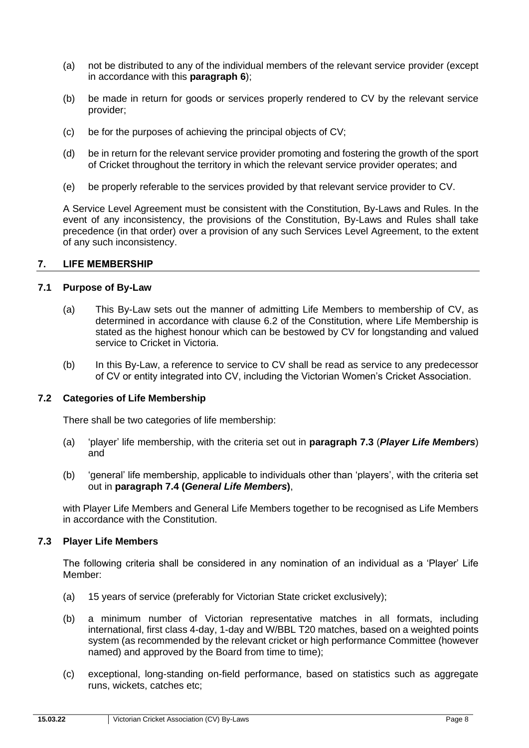(a) not be distributed to any of the individual members of the relevant service provider (except in accordance with this **paragraph 6**);

(b) be made in return for goods or services properly rendered to CV by the relevant service provider;

(c) be for the purposes of achieving the principal objects of CV;

(d) be in return for the relevant service provider promoting and fostering the growth of the sport of Cricket throughout the territory in which the relevant service provider operates; and

(e) be properly referable to the services provided by that relevant service provider to CV.

A Service Level Agreement must be consistent with the Constitution, By-Laws and Rules. In the event of any inconsistency, the provisions of the Constitution, By-Laws and Rules shall take precedence (in that order) over a provision of any such Services Level Agreement, to the extent of any such inconsistency.

## 7. LIFE MEMBERSHIP

### 7.1 Purpose of By-Law

(a) This By-Law sets out the manner of admitting Life Members to membership of CV, as determined in accordance with clause 6.2 of the Constitution, where Life Membership is stated as the highest honour which can be bestowed by CV for longstanding and valued service to Cricket in Victoria.

(b) In this By-Law, a reference to service to CV shall be read as service to any predecessor of CV or entity integrated into CV, including the Victorian Women's Cricket Association.

### 7.2 Categories of Life Membership

There shall be two categories of life membership:

(a) 'player' life membership, with the criteria set out in **paragraph 7.3** (***Player Life Members***) and

(b) 'general' life membership, applicable to individuals other than 'players', with the criteria set out in **paragraph 7.4 (*General Life Members*)**,

with Player Life Members and General Life Members together to be recognised as Life Members in accordance with the Constitution.

### 7.3 Player Life Members

The following criteria shall be considered in any nomination of an individual as a 'Player' Life Member:

(a) 15 years of service (preferably for Victorian State cricket exclusively);

(b) a minimum number of Victorian representative matches in all formats, including international, first class 4-day, 1-day and W/BBL T20 matches, based on a weighted points system (as recommended by the relevant cricket or high performance Committee (however named) and approved by the Board from time to time);

(c) exceptional, long-standing on-field performance, based on statistics such as aggregate runs, wickets, catches etc;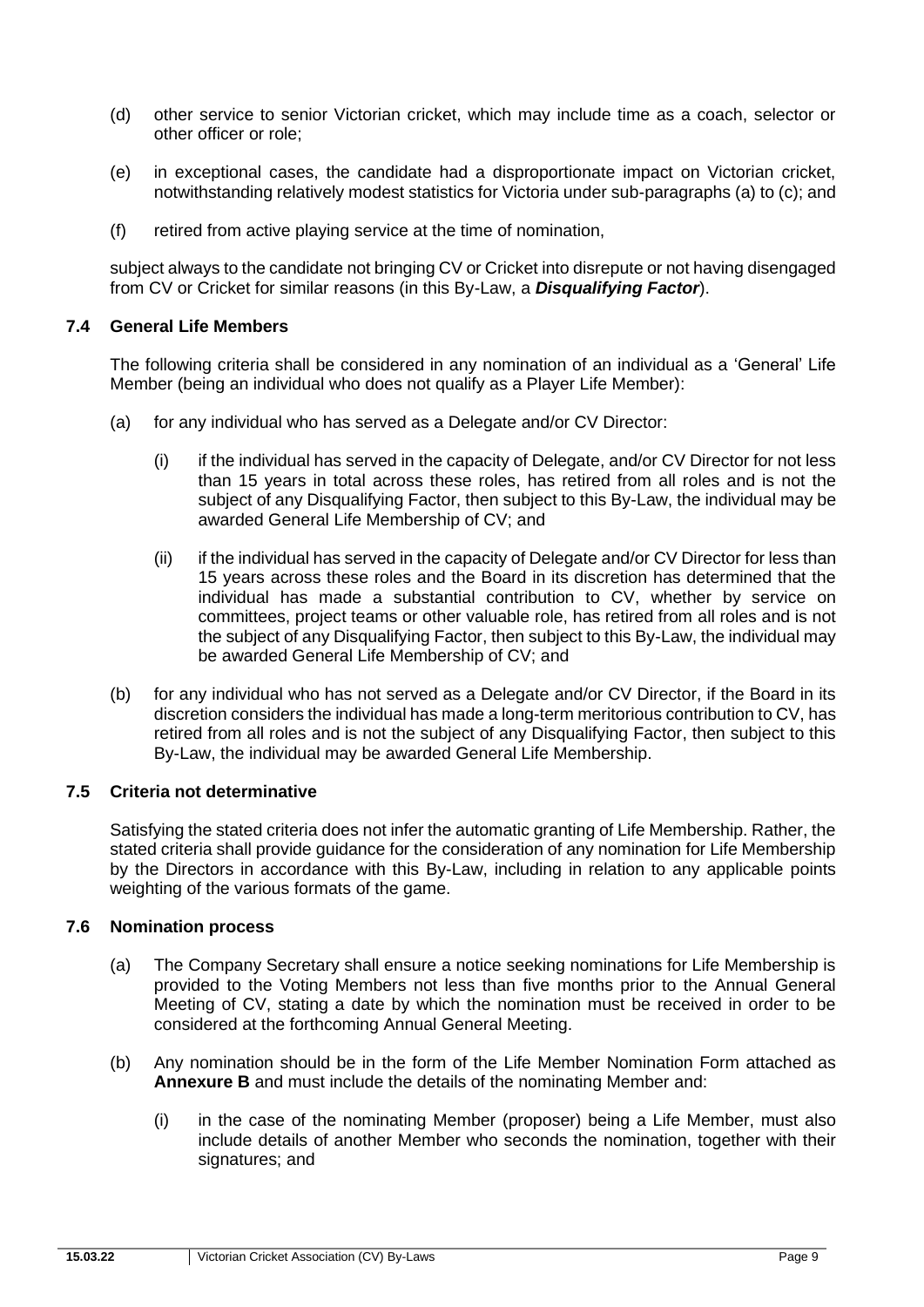(d) other service to senior Victorian cricket, which may include time as a coach, selector or other officer or role;

(e) in exceptional cases, the candidate had a disproportionate impact on Victorian cricket, notwithstanding relatively modest statistics for Victoria under sub-paragraphs (a) to (c); and

(f) retired from active playing service at the time of nomination,

subject always to the candidate not bringing CV or Cricket into disrepute or not having disengaged from CV or Cricket for similar reasons (in this By-Law, a ***Disqualifying Factor***).

### 7.4 General Life Members

The following criteria shall be considered in any nomination of an individual as a 'General' Life Member (being an individual who does not qualify as a Player Life Member):

(a) for any individual who has served as a Delegate and/or CV Director:

  (i) if the individual has served in the capacity of Delegate, and/or CV Director for not less than 15 years in total across these roles, has retired from all roles and is not the subject of any Disqualifying Factor, then subject to this By-Law, the individual may be awarded General Life Membership of CV; and

  (ii) if the individual has served in the capacity of Delegate and/or CV Director for less than 15 years across these roles and the Board in its discretion has determined that the individual has made a substantial contribution to CV, whether by service on committees, project teams or other valuable role, has retired from all roles and is not the subject of any Disqualifying Factor, then subject to this By-Law, the individual may be awarded General Life Membership of CV; and

(b) for any individual who has not served as a Delegate and/or CV Director, if the Board in its discretion considers the individual has made a long-term meritorious contribution to CV, has retired from all roles and is not the subject of any Disqualifying Factor, then subject to this By-Law, the individual may be awarded General Life Membership.

### 7.5 Criteria not determinative

Satisfying the stated criteria does not infer the automatic granting of Life Membership. Rather, the stated criteria shall provide guidance for the consideration of any nomination for Life Membership by the Directors in accordance with this By-Law, including in relation to any applicable points weighting of the various formats of the game.

### 7.6 Nomination process

(a) The Company Secretary shall ensure a notice seeking nominations for Life Membership is provided to the Voting Members not less than five months prior to the Annual General Meeting of CV, stating a date by which the nomination must be received in order to be considered at the forthcoming Annual General Meeting.

(b) Any nomination should be in the form of the Life Member Nomination Form attached as **Annexure B** and must include the details of the nominating Member and:

  (i) in the case of the nominating Member (proposer) being a Life Member, must also include details of another Member who seconds the nomination, together with their signatures; and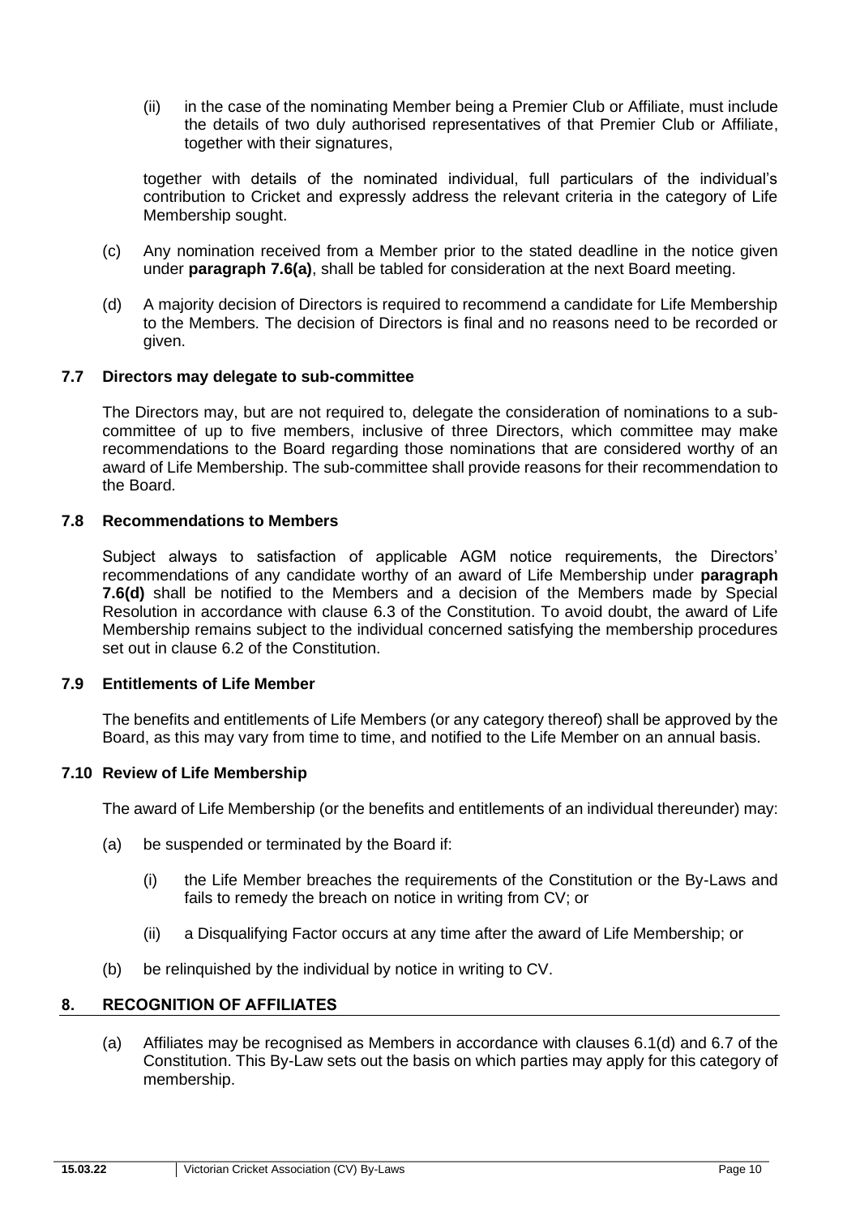(ii) in the case of the nominating Member being a Premier Club or Affiliate, must include the details of two duly authorised representatives of that Premier Club or Affiliate, together with their signatures,

together with details of the nominated individual, full particulars of the individual's contribution to Cricket and expressly address the relevant criteria in the category of Life Membership sought.

(c) Any nomination received from a Member prior to the stated deadline in the notice given under **paragraph 7.6(a)**, shall be tabled for consideration at the next Board meeting.

(d) A majority decision of Directors is required to recommend a candidate for Life Membership to the Members. The decision of Directors is final and no reasons need to be recorded or given.

### 7.7 Directors may delegate to sub-committee

The Directors may, but are not required to, delegate the consideration of nominations to a sub-committee of up to five members, inclusive of three Directors, which committee may make recommendations to the Board regarding those nominations that are considered worthy of an award of Life Membership. The sub-committee shall provide reasons for their recommendation to the Board.

### 7.8 Recommendations to Members

Subject always to satisfaction of applicable AGM notice requirements, the Directors' recommendations of any candidate worthy of an award of Life Membership under **paragraph 7.6(d)** shall be notified to the Members and a decision of the Members made by Special Resolution in accordance with clause 6.3 of the Constitution. To avoid doubt, the award of Life Membership remains subject to the individual concerned satisfying the membership procedures set out in clause 6.2 of the Constitution.

### 7.9 Entitlements of Life Member

The benefits and entitlements of Life Members (or any category thereof) shall be approved by the Board, as this may vary from time to time, and notified to the Life Member on an annual basis.

### 7.10 Review of Life Membership

The award of Life Membership (or the benefits and entitlements of an individual thereunder) may:

(a) be suspended or terminated by the Board if:

(i) the Life Member breaches the requirements of the Constitution or the By-Laws and fails to remedy the breach on notice in writing from CV; or

(ii) a Disqualifying Factor occurs at any time after the award of Life Membership; or

(b) be relinquished by the individual by notice in writing to CV.

## 8. RECOGNITION OF AFFILIATES

(a) Affiliates may be recognised as Members in accordance with clauses 6.1(d) and 6.7 of the Constitution. This By-Law sets out the basis on which parties may apply for this category of membership.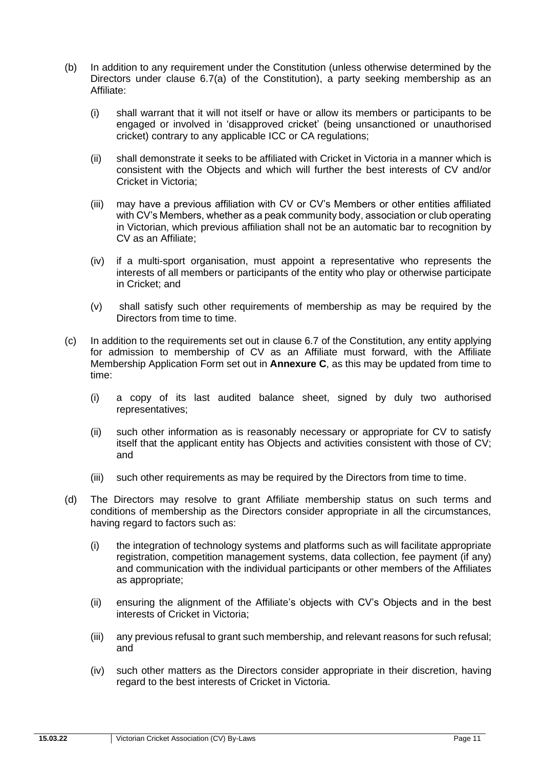(b) In addition to any requirement under the Constitution (unless otherwise determined by the Directors under clause 6.7(a) of the Constitution), a party seeking membership as an Affiliate:

  (i) shall warrant that it will not itself or have or allow its members or participants to be engaged or involved in 'disapproved cricket' (being unsanctioned or unauthorised cricket) contrary to any applicable ICC or CA regulations;

  (ii) shall demonstrate it seeks to be affiliated with Cricket in Victoria in a manner which is consistent with the Objects and which will further the best interests of CV and/or Cricket in Victoria;

  (iii) may have a previous affiliation with CV or CV's Members or other entities affiliated with CV's Members, whether as a peak community body, association or club operating in Victorian, which previous affiliation shall not be an automatic bar to recognition by CV as an Affiliate;

  (iv) if a multi-sport organisation, must appoint a representative who represents the interests of all members or participants of the entity who play or otherwise participate in Cricket; and

  (v) shall satisfy such other requirements of membership as may be required by the Directors from time to time.

(c) In addition to the requirements set out in clause 6.7 of the Constitution, any entity applying for admission to membership of CV as an Affiliate must forward, with the Affiliate Membership Application Form set out in **Annexure C**, as this may be updated from time to time:

  (i) a copy of its last audited balance sheet, signed by duly two authorised representatives;

  (ii) such other information as is reasonably necessary or appropriate for CV to satisfy itself that the applicant entity has Objects and activities consistent with those of CV; and

  (iii) such other requirements as may be required by the Directors from time to time.

(d) The Directors may resolve to grant Affiliate membership status on such terms and conditions of membership as the Directors consider appropriate in all the circumstances, having regard to factors such as:

  (i) the integration of technology systems and platforms such as will facilitate appropriate registration, competition management systems, data collection, fee payment (if any) and communication with the individual participants or other members of the Affiliates as appropriate;

  (ii) ensuring the alignment of the Affiliate's objects with CV's Objects and in the best interests of Cricket in Victoria;

  (iii) any previous refusal to grant such membership, and relevant reasons for such refusal; and

  (iv) such other matters as the Directors consider appropriate in their discretion, having regard to the best interests of Cricket in Victoria.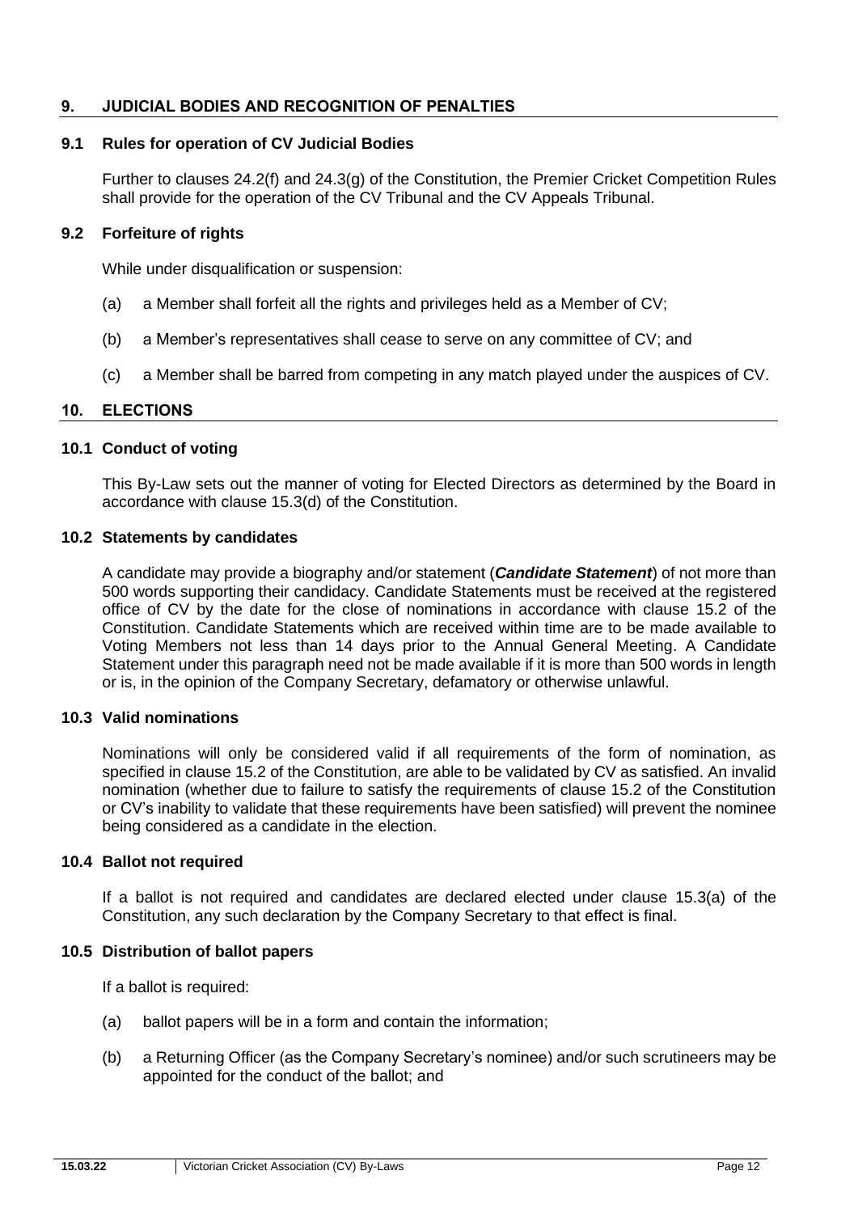## 9. JUDICIAL BODIES AND RECOGNITION OF PENALTIES

### 9.1 Rules for operation of CV Judicial Bodies

Further to clauses 24.2(f) and 24.3(g) of the Constitution, the Premier Cricket Competition Rules shall provide for the operation of the CV Tribunal and the CV Appeals Tribunal.

### 9.2 Forfeiture of rights

While under disqualification or suspension:

(a) a Member shall forfeit all the rights and privileges held as a Member of CV;

(b) a Member's representatives shall cease to serve on any committee of CV; and

(c) a Member shall be barred from competing in any match played under the auspices of CV.

## 10. ELECTIONS

### 10.1 Conduct of voting

This By-Law sets out the manner of voting for Elected Directors as determined by the Board in accordance with clause 15.3(d) of the Constitution.

### 10.2 Statements by candidates

A candidate may provide a biography and/or statement (***Candidate Statement***) of not more than 500 words supporting their candidacy. Candidate Statements must be received at the registered office of CV by the date for the close of nominations in accordance with clause 15.2 of the Constitution. Candidate Statements which are received within time are to be made available to Voting Members not less than 14 days prior to the Annual General Meeting. A Candidate Statement under this paragraph need not be made available if it is more than 500 words in length or is, in the opinion of the Company Secretary, defamatory or otherwise unlawful.

### 10.3 Valid nominations

Nominations will only be considered valid if all requirements of the form of nomination, as specified in clause 15.2 of the Constitution, are able to be validated by CV as satisfied. An invalid nomination (whether due to failure to satisfy the requirements of clause 15.2 of the Constitution or CV's inability to validate that these requirements have been satisfied) will prevent the nominee being considered as a candidate in the election.

### 10.4 Ballot not required

If a ballot is not required and candidates are declared elected under clause 15.3(a) of the Constitution, any such declaration by the Company Secretary to that effect is final.

### 10.5 Distribution of ballot papers

If a ballot is required:

(a) ballot papers will be in a form and contain the information;

(b) a Returning Officer (as the Company Secretary's nominee) and/or such scrutineers may be appointed for the conduct of the ballot; and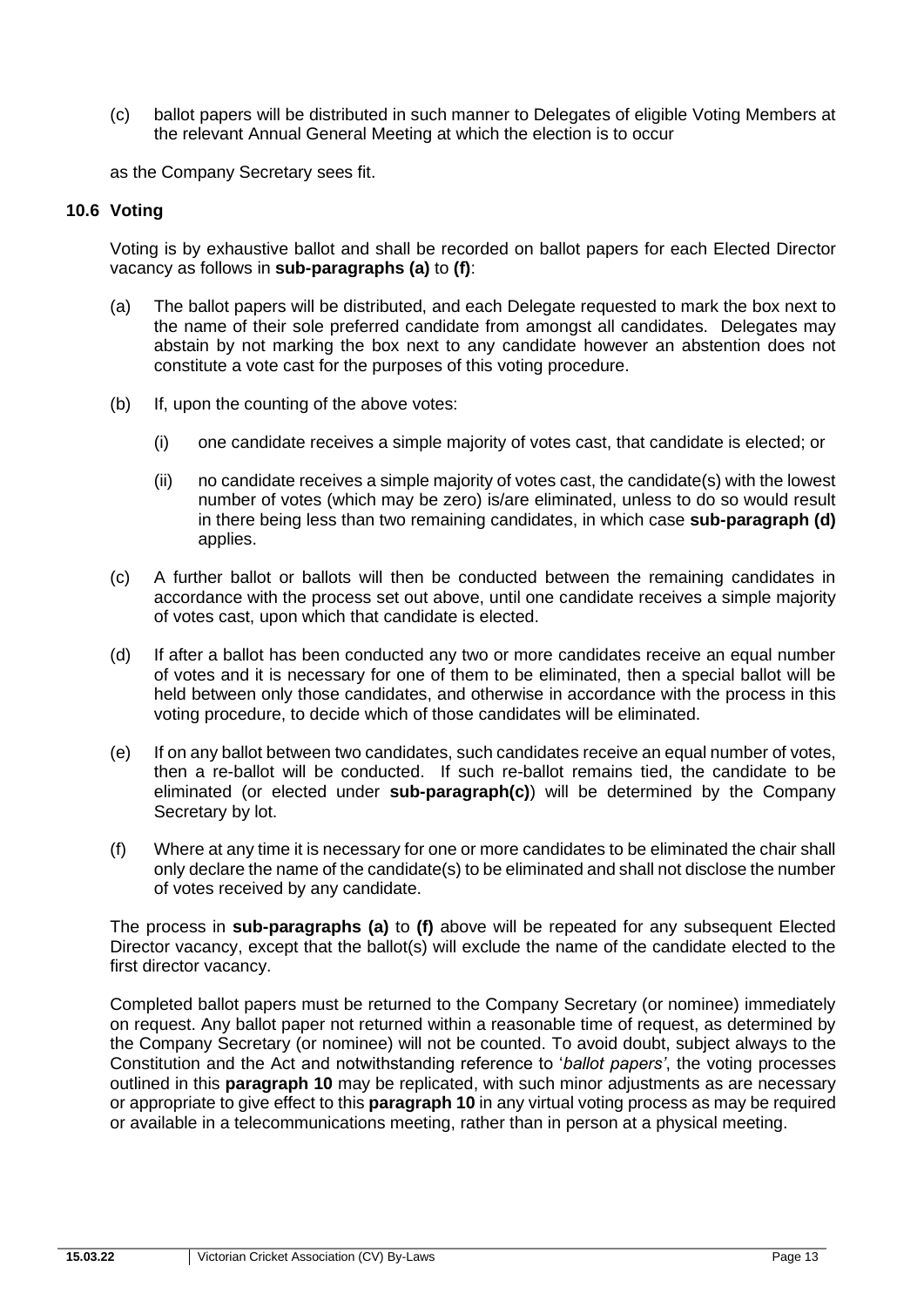(c) ballot papers will be distributed in such manner to Delegates of eligible Voting Members at the relevant Annual General Meeting at which the election is to occur

as the Company Secretary sees fit.

### 10.6 Voting

Voting is by exhaustive ballot and shall be recorded on ballot papers for each Elected Director vacancy as follows in **sub-paragraphs (a)** to **(f)**:

(a) The ballot papers will be distributed, and each Delegate requested to mark the box next to the name of their sole preferred candidate from amongst all candidates. Delegates may abstain by not marking the box next to any candidate however an abstention does not constitute a vote cast for the purposes of this voting procedure.

(b) If, upon the counting of the above votes:

  (i) one candidate receives a simple majority of votes cast, that candidate is elected; or

  (ii) no candidate receives a simple majority of votes cast, the candidate(s) with the lowest number of votes (which may be zero) is/are eliminated, unless to do so would result in there being less than two remaining candidates, in which case **sub-paragraph (d)** applies.

(c) A further ballot or ballots will then be conducted between the remaining candidates in accordance with the process set out above, until one candidate receives a simple majority of votes cast, upon which that candidate is elected.

(d) If after a ballot has been conducted any two or more candidates receive an equal number of votes and it is necessary for one of them to be eliminated, then a special ballot will be held between only those candidates, and otherwise in accordance with the process in this voting procedure, to decide which of those candidates will be eliminated.

(e) If on any ballot between two candidates, such candidates receive an equal number of votes, then a re-ballot will be conducted. If such re-ballot remains tied, the candidate to be eliminated (or elected under **sub-paragraph(c)**) will be determined by the Company Secretary by lot.

(f) Where at any time it is necessary for one or more candidates to be eliminated the chair shall only declare the name of the candidate(s) to be eliminated and shall not disclose the number of votes received by any candidate.

The process in **sub-paragraphs (a)** to **(f)** above will be repeated for any subsequent Elected Director vacancy, except that the ballot(s) will exclude the name of the candidate elected to the first director vacancy.

Completed ballot papers must be returned to the Company Secretary (or nominee) immediately on request. Any ballot paper not returned within a reasonable time of request, as determined by the Company Secretary (or nominee) will not be counted. To avoid doubt, subject always to the Constitution and the Act and notwithstanding reference to '*ballot papers*', the voting processes outlined in this **paragraph 10** may be replicated, with such minor adjustments as are necessary or appropriate to give effect to this **paragraph 10** in any virtual voting process as may be required or available in a telecommunications meeting, rather than in person at a physical meeting.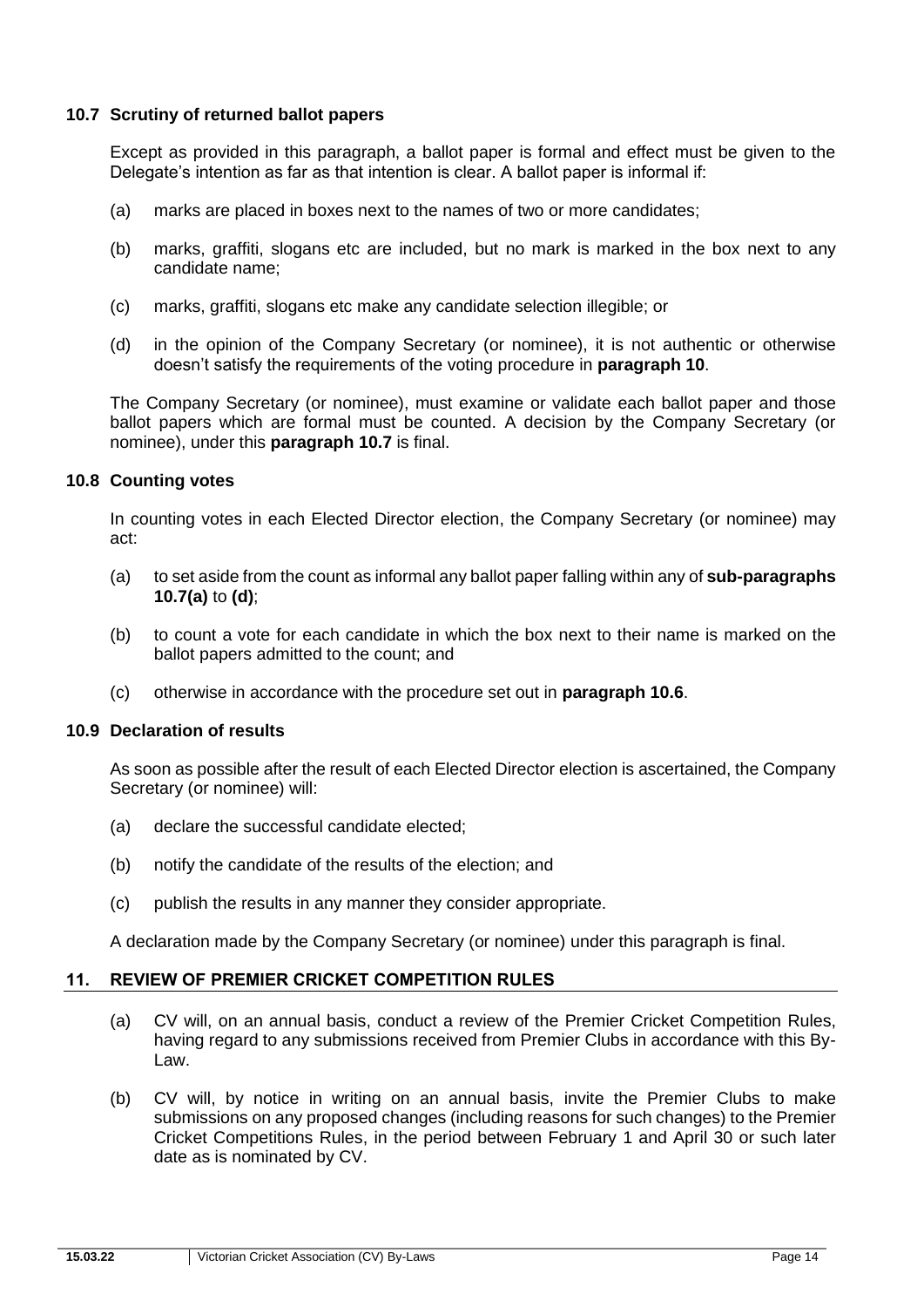### 10.7 Scrutiny of returned ballot papers

Except as provided in this paragraph, a ballot paper is formal and effect must be given to the Delegate's intention as far as that intention is clear. A ballot paper is informal if:

(a) marks are placed in boxes next to the names of two or more candidates;

(b) marks, graffiti, slogans etc are included, but no mark is marked in the box next to any candidate name;

(c) marks, graffiti, slogans etc make any candidate selection illegible; or

(d) in the opinion of the Company Secretary (or nominee), it is not authentic or otherwise doesn't satisfy the requirements of the voting procedure in **paragraph 10**.

The Company Secretary (or nominee), must examine or validate each ballot paper and those ballot papers which are formal must be counted. A decision by the Company Secretary (or nominee), under this **paragraph 10.7** is final.

### 10.8 Counting votes

In counting votes in each Elected Director election, the Company Secretary (or nominee) may act:

(a) to set aside from the count as informal any ballot paper falling within any of **sub-paragraphs 10.7(a)** to **(d)**;

(b) to count a vote for each candidate in which the box next to their name is marked on the ballot papers admitted to the count; and

(c) otherwise in accordance with the procedure set out in **paragraph 10.6**.

### 10.9 Declaration of results

As soon as possible after the result of each Elected Director election is ascertained, the Company Secretary (or nominee) will:

(a) declare the successful candidate elected;

(b) notify the candidate of the results of the election; and

(c) publish the results in any manner they consider appropriate.

A declaration made by the Company Secretary (or nominee) under this paragraph is final.

## 11. REVIEW OF PREMIER CRICKET COMPETITION RULES

(a) CV will, on an annual basis, conduct a review of the Premier Cricket Competition Rules, having regard to any submissions received from Premier Clubs in accordance with this By-Law.

(b) CV will, by notice in writing on an annual basis, invite the Premier Clubs to make submissions on any proposed changes (including reasons for such changes) to the Premier Cricket Competitions Rules, in the period between February 1 and April 30 or such later date as is nominated by CV.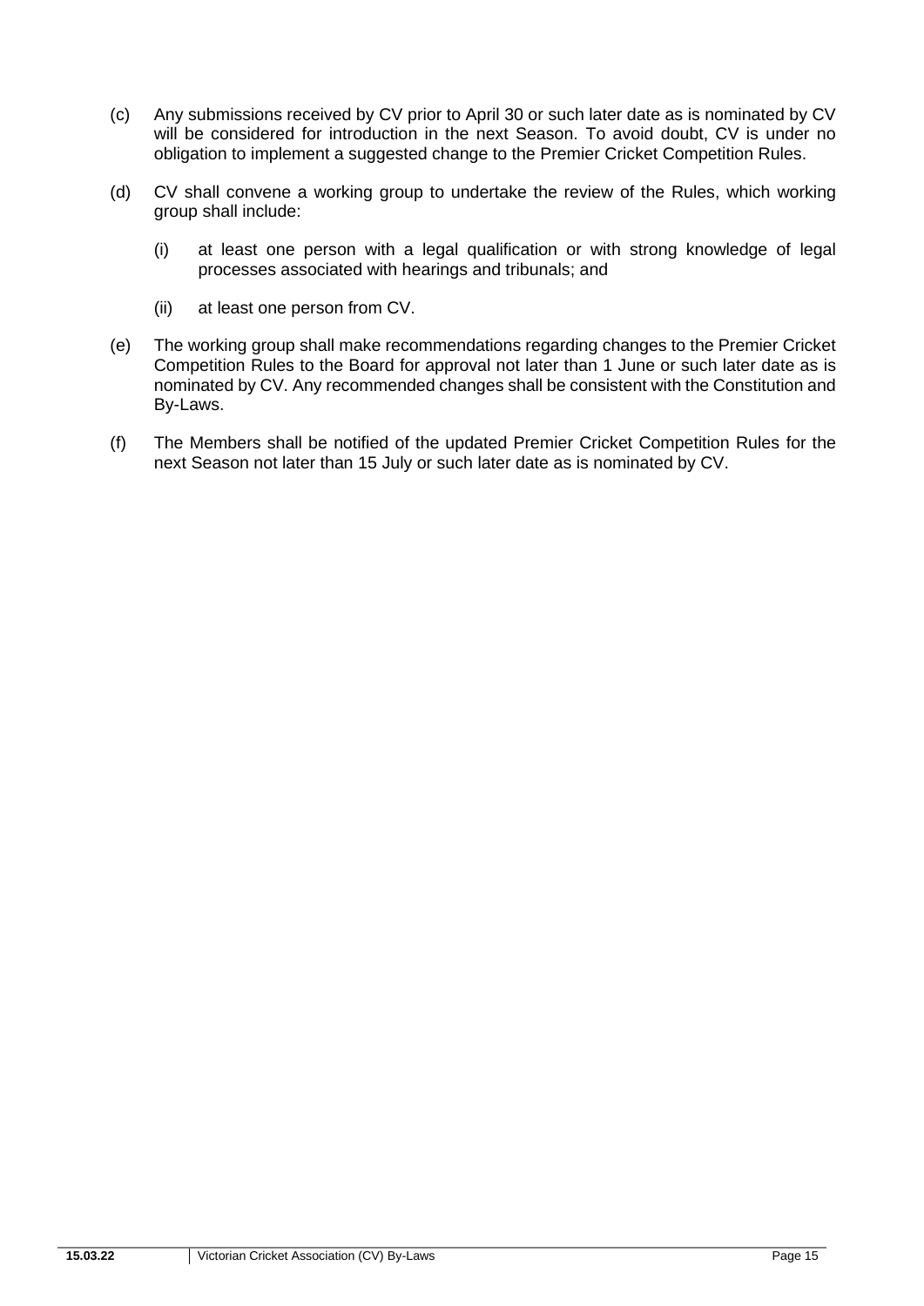(c) Any submissions received by CV prior to April 30 or such later date as is nominated by CV will be considered for introduction in the next Season. To avoid doubt, CV is under no obligation to implement a suggested change to the Premier Cricket Competition Rules.

(d) CV shall convene a working group to undertake the review of the Rules, which working group shall include:

   (i) at least one person with a legal qualification or with strong knowledge of legal processes associated with hearings and tribunals; and

   (ii) at least one person from CV.

(e) The working group shall make recommendations regarding changes to the Premier Cricket Competition Rules to the Board for approval not later than 1 June or such later date as is nominated by CV. Any recommended changes shall be consistent with the Constitution and By-Laws.

(f) The Members shall be notified of the updated Premier Cricket Competition Rules for the next Season not later than 15 July or such later date as is nominated by CV.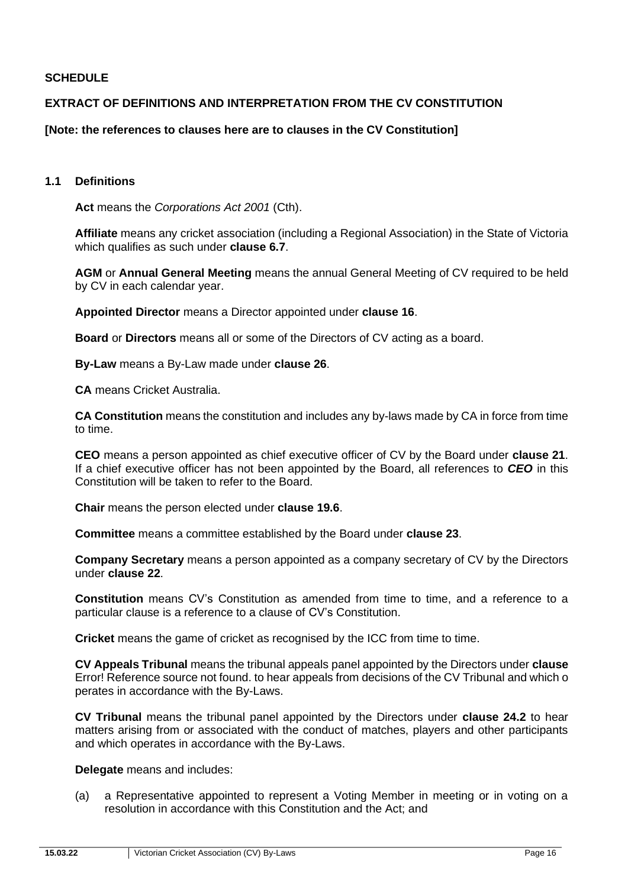**SCHEDULE**

**EXTRACT OF DEFINITIONS AND INTERPRETATION FROM THE CV CONSTITUTION**

**[Note: the references to clauses here are to clauses in the CV Constitution]**

**1.1 Definitions**

**Act** means the *Corporations Act 2001* (Cth).

**Affiliate** means any cricket association (including a Regional Association) in the State of Victoria which qualifies as such under **clause 6.7**.

**AGM** or **Annual General Meeting** means the annual General Meeting of CV required to be held by CV in each calendar year.

**Appointed Director** means a Director appointed under **clause 16**.

**Board** or **Directors** means all or some of the Directors of CV acting as a board.

**By-Law** means a By-Law made under **clause 26**.

**CA** means Cricket Australia.

**CA Constitution** means the constitution and includes any by-laws made by CA in force from time to time.

**CEO** means a person appointed as chief executive officer of CV by the Board under **clause 21**. If a chief executive officer has not been appointed by the Board, all references to ***CEO*** in this Constitution will be taken to refer to the Board.

**Chair** means the person elected under **clause 19.6**.

**Committee** means a committee established by the Board under **clause 23**.

**Company Secretary** means a person appointed as a company secretary of CV by the Directors under **clause 22**.

**Constitution** means CV's Constitution as amended from time to time, and a reference to a particular clause is a reference to a clause of CV's Constitution.

**Cricket** means the game of cricket as recognised by the ICC from time to time.

**CV Appeals Tribunal** means the tribunal appeals panel appointed by the Directors under **clause** Error! Reference source not found. to hear appeals from decisions of the CV Tribunal and which operates in accordance with the By-Laws.

**CV Tribunal** means the tribunal panel appointed by the Directors under **clause 24.2** to hear matters arising from or associated with the conduct of matches, players and other participants and which operates in accordance with the By-Laws.

**Delegate** means and includes:

(a) a Representative appointed to represent a Voting Member in meeting or in voting on a resolution in accordance with this Constitution and the Act; and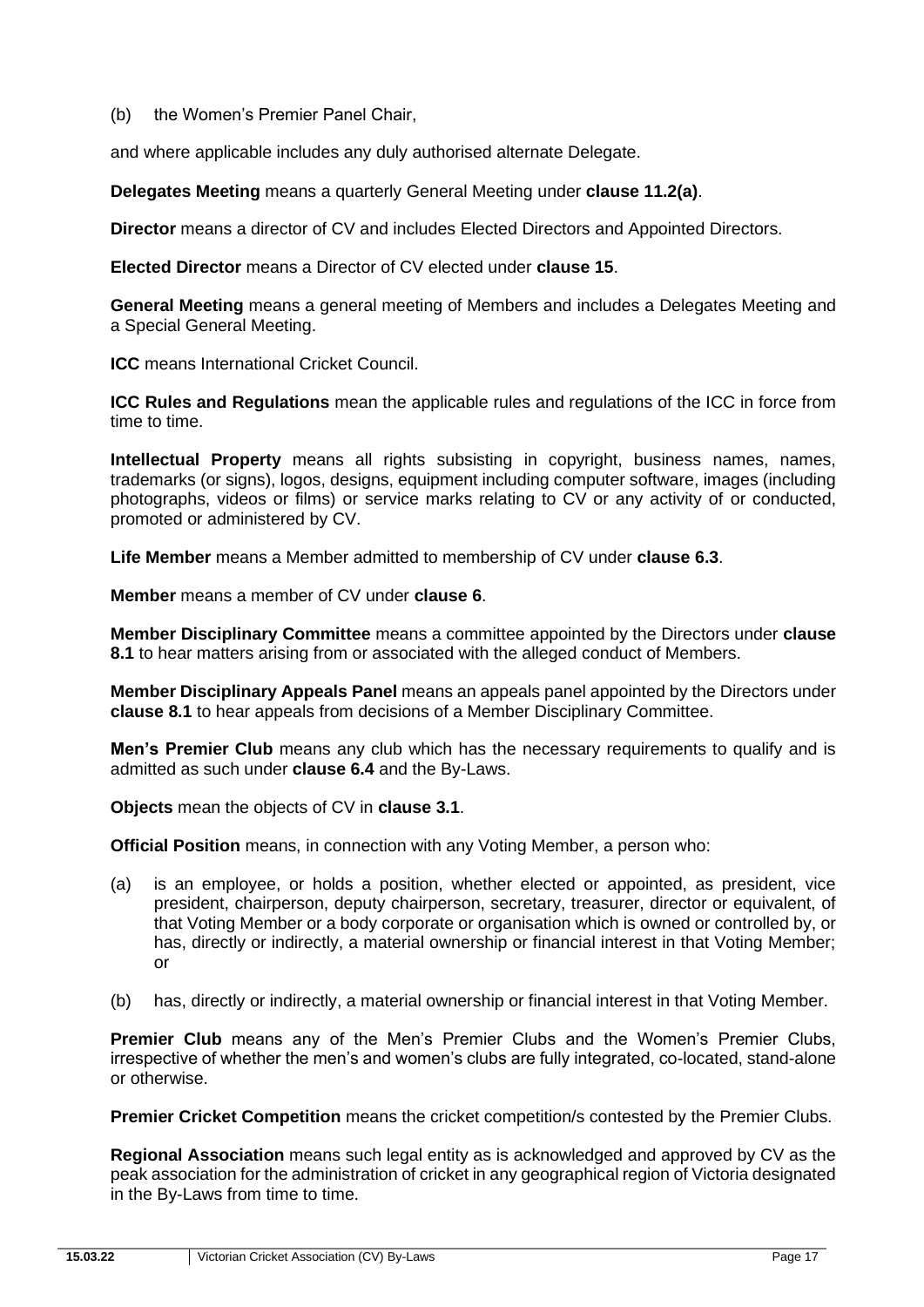(b) the Women's Premier Panel Chair,

and where applicable includes any duly authorised alternate Delegate.

**Delegates Meeting** means a quarterly General Meeting under **clause 11.2(a)**.

**Director** means a director of CV and includes Elected Directors and Appointed Directors.

**Elected Director** means a Director of CV elected under **clause 15**.

**General Meeting** means a general meeting of Members and includes a Delegates Meeting and a Special General Meeting.

**ICC** means International Cricket Council.

**ICC Rules and Regulations** mean the applicable rules and regulations of the ICC in force from time to time.

**Intellectual Property** means all rights subsisting in copyright, business names, names, trademarks (or signs), logos, designs, equipment including computer software, images (including photographs, videos or films) or service marks relating to CV or any activity of or conducted, promoted or administered by CV.

**Life Member** means a Member admitted to membership of CV under **clause 6.3**.

**Member** means a member of CV under **clause 6**.

**Member Disciplinary Committee** means a committee appointed by the Directors under **clause 8.1** to hear matters arising from or associated with the alleged conduct of Members.

**Member Disciplinary Appeals Panel** means an appeals panel appointed by the Directors under **clause 8.1** to hear appeals from decisions of a Member Disciplinary Committee.

**Men's Premier Club** means any club which has the necessary requirements to qualify and is admitted as such under **clause 6.4** and the By-Laws.

**Objects** mean the objects of CV in **clause 3.1**.

**Official Position** means, in connection with any Voting Member, a person who:

(a) is an employee, or holds a position, whether elected or appointed, as president, vice president, chairperson, deputy chairperson, secretary, treasurer, director or equivalent, of that Voting Member or a body corporate or organisation which is owned or controlled by, or has, directly or indirectly, a material ownership or financial interest in that Voting Member; or

(b) has, directly or indirectly, a material ownership or financial interest in that Voting Member.

**Premier Club** means any of the Men's Premier Clubs and the Women's Premier Clubs, irrespective of whether the men's and women's clubs are fully integrated, co-located, stand-alone or otherwise.

**Premier Cricket Competition** means the cricket competition/s contested by the Premier Clubs.

**Regional Association** means such legal entity as is acknowledged and approved by CV as the peak association for the administration of cricket in any geographical region of Victoria designated in the By-Laws from time to time.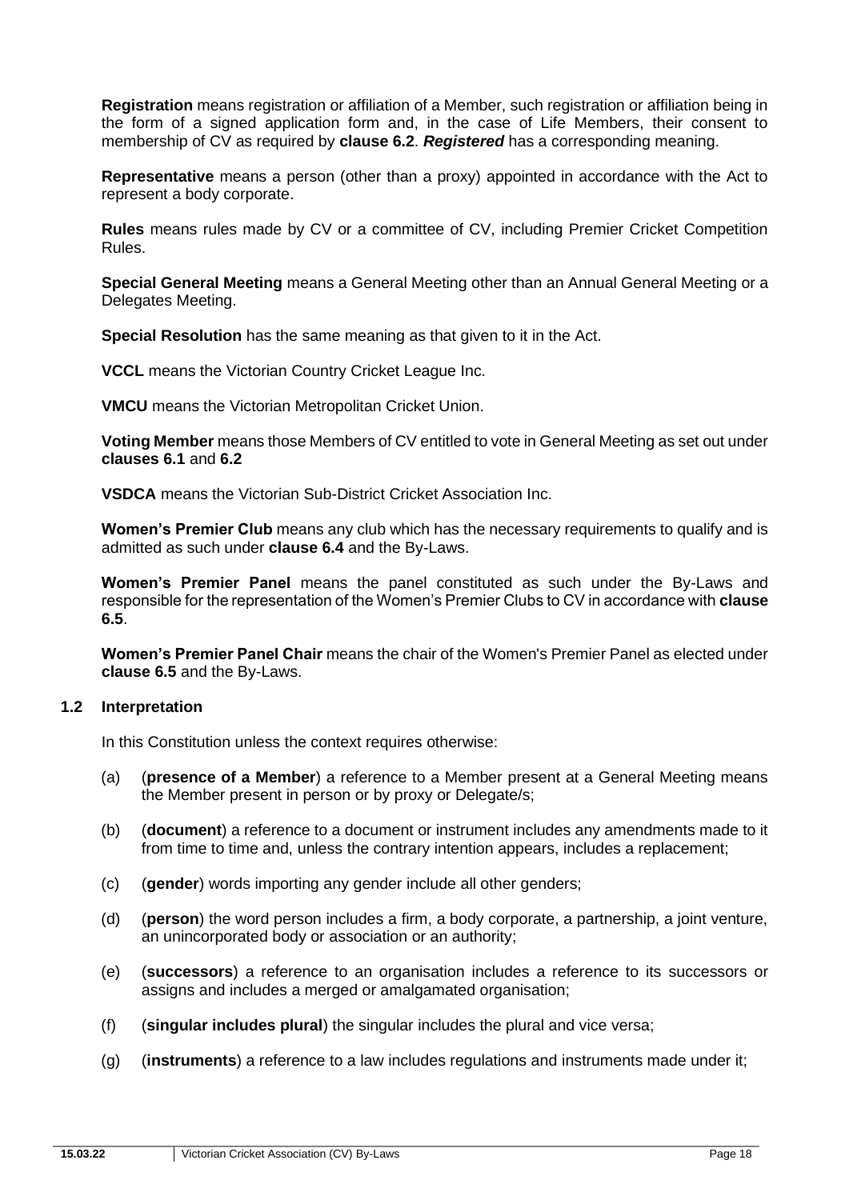**Registration** means registration or affiliation of a Member, such registration or affiliation being in the form of a signed application form and, in the case of Life Members, their consent to membership of CV as required by **clause 6.2**. ***Registered*** has a corresponding meaning.

**Representative** means a person (other than a proxy) appointed in accordance with the Act to represent a body corporate.

**Rules** means rules made by CV or a committee of CV, including Premier Cricket Competition Rules.

**Special General Meeting** means a General Meeting other than an Annual General Meeting or a Delegates Meeting.

**Special Resolution** has the same meaning as that given to it in the Act.

**VCCL** means the Victorian Country Cricket League Inc.

**VMCU** means the Victorian Metropolitan Cricket Union.

**Voting Member** means those Members of CV entitled to vote in General Meeting as set out under **clauses 6.1** and **6.2**

**VSDCA** means the Victorian Sub-District Cricket Association Inc.

**Women's Premier Club** means any club which has the necessary requirements to qualify and is admitted as such under **clause 6.4** and the By-Laws.

**Women's Premier Panel** means the panel constituted as such under the By-Laws and responsible for the representation of the Women's Premier Clubs to CV in accordance with **clause 6.5**.

**Women's Premier Panel Chair** means the chair of the Women's Premier Panel as elected under **clause 6.5** and the By-Laws.

### 1.2 Interpretation

In this Constitution unless the context requires otherwise:

(a) (**presence of a Member**) a reference to a Member present at a General Meeting means the Member present in person or by proxy or Delegate/s;

(b) (**document**) a reference to a document or instrument includes any amendments made to it from time to time and, unless the contrary intention appears, includes a replacement;

(c) (**gender**) words importing any gender include all other genders;

(d) (**person**) the word person includes a firm, a body corporate, a partnership, a joint venture, an unincorporated body or association or an authority;

(e) (**successors**) a reference to an organisation includes a reference to its successors or assigns and includes a merged or amalgamated organisation;

(f) (**singular includes plural**) the singular includes the plural and vice versa;

(g) (**instruments**) a reference to a law includes regulations and instruments made under it;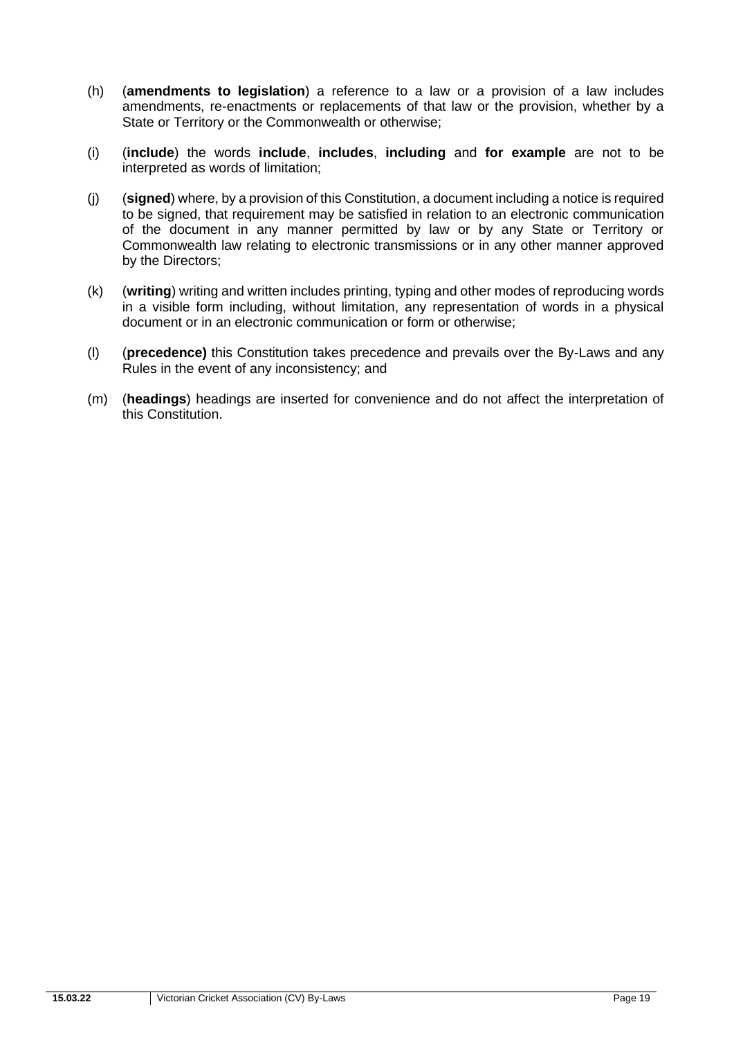(h) (**amendments to legislation**) a reference to a law or a provision of a law includes amendments, re-enactments or replacements of that law or the provision, whether by a State or Territory or the Commonwealth or otherwise;

(i) (**include**) the words **include**, **includes**, **including** and **for example** are not to be interpreted as words of limitation;

(j) (**signed**) where, by a provision of this Constitution, a document including a notice is required to be signed, that requirement may be satisfied in relation to an electronic communication of the document in any manner permitted by law or by any State or Territory or Commonwealth law relating to electronic transmissions or in any other manner approved by the Directors;

(k) (**writing**) writing and written includes printing, typing and other modes of reproducing words in a visible form including, without limitation, any representation of words in a physical document or in an electronic communication or form or otherwise;

(l) (**precedence)** this Constitution takes precedence and prevails over the By-Laws and any Rules in the event of any inconsistency; and

(m) (**headings**) headings are inserted for convenience and do not affect the interpretation of this Constitution.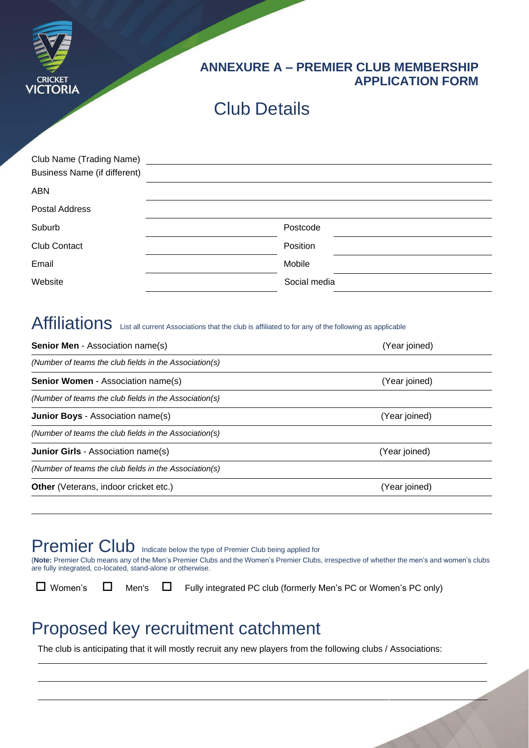# ANNEXURE A – PREMIER CLUB MEMBERSHIP APPLICATION FORM

## Club Details

| | | | |
|---|---|---|---|
| Club Name (Trading Name) | | | |
| Business Name (if different) | | | |
| ABN | | | |
| Postal Address | | | |
| Suburb | | Postcode | |
| Club Contact | | Position | |
| Email | | Mobile | |
| Website | | Social media | |

## Affiliations

List all current Associations that the club is affiliated to for any of the following as applicable

| | |
|---|---|
| **Senior Men** - Association name(s) | (Year joined) |
| *(Number of teams the club fields in the Association(s)* | |
| **Senior Women** - Association name(s) | (Year joined) |
| *(Number of teams the club fields in the Association(s)* | |
| **Junior Boys** - Association name(s) | (Year joined) |
| *(Number of teams the club fields in the Association(s)* | |
| **Junior Girls** - Association name(s) | (Year joined) |
| *(Number of teams the club fields in the Association(s)* | |
| **Other** (Veterans, indoor cricket etc.) | (Year joined) |
| | |

## Premier Club

Indicate below the type of Premier Club being applied for

(**Note:** Premier Club means any of the Men's Premier Clubs and the Women's Premier Clubs, irrespective of whether the men's and women's clubs are fully integrated, co-located, stand-alone or otherwise.

☐ Women's ☐ Men's ☐ Fully integrated PC club (formerly Men's PC or Women's PC only)

## Proposed key recruitment catchment

The club is anticipating that it will mostly recruit any new players from the following clubs / Associations:

\_\_\_\_\_\_\_\_\_\_\_\_\_\_\_\_\_\_\_\_\_\_\_\_\_\_\_\_\_\_\_\_\_\_\_\_\_\_\_\_

\_\_\_\_\_\_\_\_\_\_\_\_\_\_\_\_\_\_\_\_\_\_\_\_\_\_\_\_\_\_\_\_\_\_\_\_\_\_\_\_

\_\_\_\_\_\_\_\_\_\_\_\_\_\_\_\_\_\_\_\_\_\_\_\_\_\_\_\_\_\_\_\_\_\_\_\_\_\_\_\_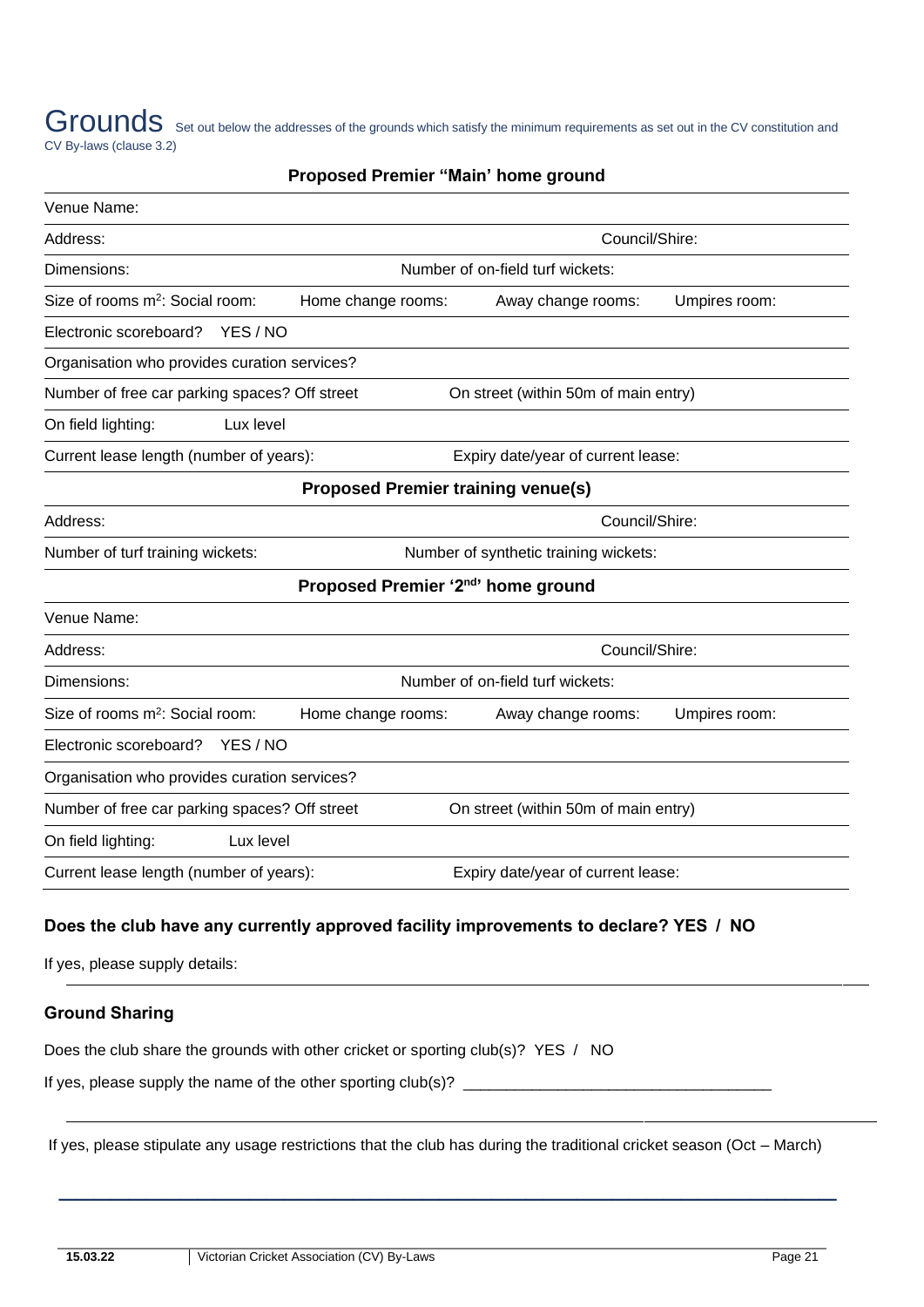# Grounds

Set out below the addresses of the grounds which satisfy the minimum requirements as set out in the CV constitution and CV By-laws (clause 3.2)

**Proposed Premier "Main' home ground**

| | | | |
|---|---|---|---|
| Venue Name: | | | |
| Address: | | Council/Shire: | |
| Dimensions: | Number of on-field turf wickets: | | |
| Size of rooms $m^2$: Social room: | Home change rooms: | Away change rooms: | Umpires room: |
| Electronic scoreboard? YES / NO | | | |
| Organisation who provides curation services? | | | |
| Number of free car parking spaces? Off street | On street (within 50m of main entry) | | |
| On field lighting: Lux level | | | |
| Current lease length (number of years): | Expiry date/year of current lease: | | |

**Proposed Premier training venue(s)**

| | |
|---|---|
| Address: | Council/Shire: |
| Number of turf training wickets: | Number of synthetic training wickets: |

**Proposed Premier '2nd' home ground**

| | | | |
|---|---|---|---|
| Venue Name: | | | |
| Address: | | Council/Shire: | |
| Dimensions: | Number of on-field turf wickets: | | |
| Size of rooms $m^2$: Social room: | Home change rooms: | Away change rooms: | Umpires room: |
| Electronic scoreboard? YES / NO | | | |
| Organisation who provides curation services? | | | |
| Number of free car parking spaces? Off street | On street (within 50m of main entry) | | |
| On field lighting: Lux level | | | |
| Current lease length (number of years): | Expiry date/year of current lease: | | |

**Does the club have any currently approved facility improvements to declare? YES / NO**

If yes, please supply details:

---

### Ground Sharing

Does the club share the grounds with other cricket or sporting club(s)? YES / NO

If yes, please supply the name of the other sporting club(s)? ___________________________________

---

If yes, please stipulate any usage restrictions that the club has during the traditional cricket season (Oct – March)

---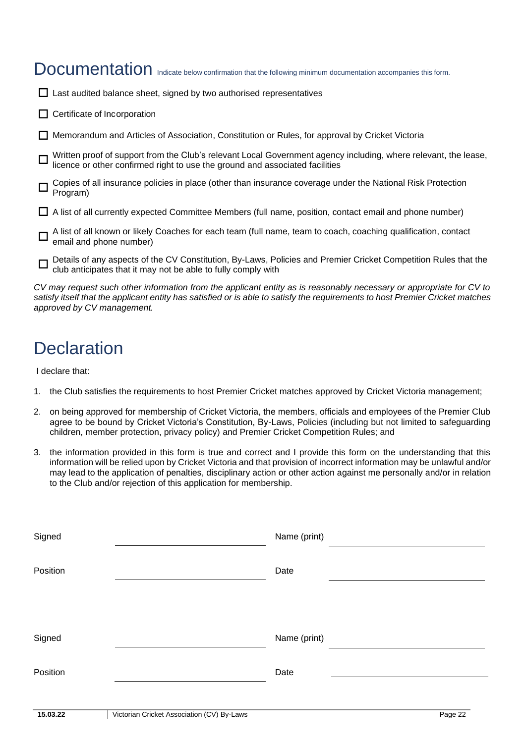# Documentation

Indicate below confirmation that the following minimum documentation accompanies this form.

- ☐ Last audited balance sheet, signed by two authorised representatives
- ☐ Certificate of Incorporation
- ☐ Memorandum and Articles of Association, Constitution or Rules, for approval by Cricket Victoria
- ☐ Written proof of support from the Club's relevant Local Government agency including, where relevant, the lease, licence or other confirmed right to use the ground and associated facilities
- ☐ Copies of all insurance policies in place (other than insurance coverage under the National Risk Protection Program)
- ☐ A list of all currently expected Committee Members (full name, position, contact email and phone number)
- ☐ A list of all known or likely Coaches for each team (full name, team to coach, coaching qualification, contact email and phone number)
- ☐ Details of any aspects of the CV Constitution, By-Laws, Policies and Premier Cricket Competition Rules that the club anticipates that it may not be able to fully comply with

*CV may request such other information from the applicant entity as is reasonably necessary or appropriate for CV to satisfy itself that the applicant entity has satisfied or is able to satisfy the requirements to host Premier Cricket matches approved by CV management.*

# Declaration

I declare that:

1. the Club satisfies the requirements to host Premier Cricket matches approved by Cricket Victoria management;
2. on being approved for membership of Cricket Victoria, the members, officials and employees of the Premier Club agree to be bound by Cricket Victoria's Constitution, By-Laws, Policies (including but not limited to safeguarding children, member protection, privacy policy) and Premier Cricket Competition Rules; and
3. the information provided in this form is true and correct and I provide this form on the understanding that this information will be relied upon by Cricket Victoria and that provision of incorrect information may be unlawful and/or may lead to the application of penalties, disciplinary action or other action against me personally and/or in relation to the Club and/or rejection of this application for membership.

| | | | |
|---|---|---|---|
| Signed | \_\_\_\_\_\_\_\_\_\_\_\_\_\_\_\_\_\_\_\_ | Name (print) | \_\_\_\_\_\_\_\_\_\_\_\_\_\_\_\_\_\_\_\_ |
| Position | \_\_\_\_\_\_\_\_\_\_\_\_\_\_\_\_\_\_\_\_ | Date | \_\_\_\_\_\_\_\_\_\_\_\_\_\_\_\_\_\_\_\_ |
| Signed | \_\_\_\_\_\_\_\_\_\_\_\_\_\_\_\_\_\_\_\_ | Name (print) | \_\_\_\_\_\_\_\_\_\_\_\_\_\_\_\_\_\_\_\_ |
| Position | \_\_\_\_\_\_\_\_\_\_\_\_\_\_\_\_\_\_\_\_ | Date | \_\_\_\_\_\_\_\_\_\_\_\_\_\_\_\_\_\_\_\_ |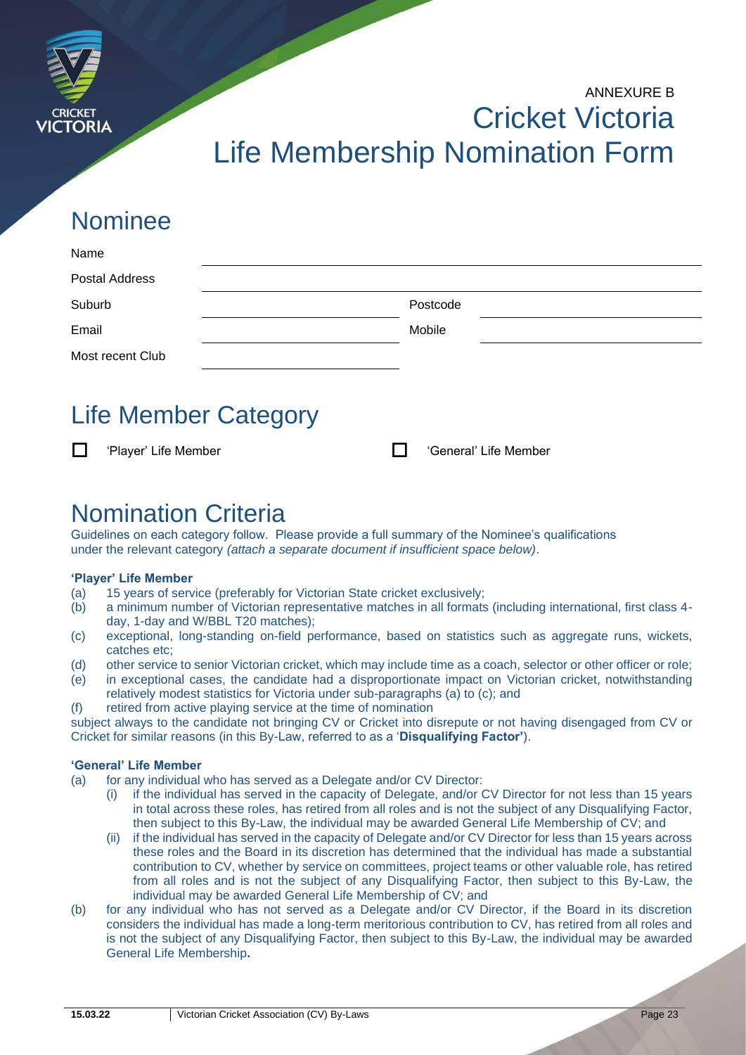ANNEXURE B

# Cricket Victoria Life Membership Nomination Form

## Nominee

| | | | |
|---|---|---|---|
| Name | | | |
| Postal Address | | | |
| Suburb | | Postcode | |
| Email | | Mobile | |
| Most recent Club | | | |

## Life Member Category

☐ 'Player' Life Member ☐ 'General' Life Member

## Nomination Criteria

Guidelines on each category follow. Please provide a full summary of the Nominee's qualifications under the relevant category *(attach a separate document if insufficient space below)*.

**'Player' Life Member**

(a) 15 years of service (preferably for Victorian State cricket exclusively;

(b) a minimum number of Victorian representative matches in all formats (including international, first class 4-day, 1-day and W/BBL T20 matches);

(c) exceptional, long-standing on-field performance, based on statistics such as aggregate runs, wickets, catches etc;

(d) other service to senior Victorian cricket, which may include time as a coach, selector or other officer or role;

(e) in exceptional cases, the candidate had a disproportionate impact on Victorian cricket, notwithstanding relatively modest statistics for Victoria under sub-paragraphs (a) to (c); and

(f) retired from active playing service at the time of nomination

subject always to the candidate not bringing CV or Cricket into disrepute or not having disengaged from CV or Cricket for similar reasons (in this By-Law, referred to as a '**Disqualifying Factor'**).

**'General' Life Member**

(a) for any individual who has served as a Delegate and/or CV Director:

(i) if the individual has served in the capacity of Delegate, and/or CV Director for not less than 15 years in total across these roles, has retired from all roles and is not the subject of any Disqualifying Factor, then subject to this By-Law, the individual may be awarded General Life Membership of CV; and

(ii) if the individual has served in the capacity of Delegate and/or CV Director for less than 15 years across these roles and the Board in its discretion has determined that the individual has made a substantial contribution to CV, whether by service on committees, project teams or other valuable role, has retired from all roles and is not the subject of any Disqualifying Factor, then subject to this By-Law, the individual may be awarded General Life Membership of CV; and

(b) for any individual who has not served as a Delegate and/or CV Director, if the Board in its discretion considers the individual has made a long-term meritorious contribution to CV, has retired from all roles and is not the subject of any Disqualifying Factor, then subject to this By-Law, the individual may be awarded General Life Membership.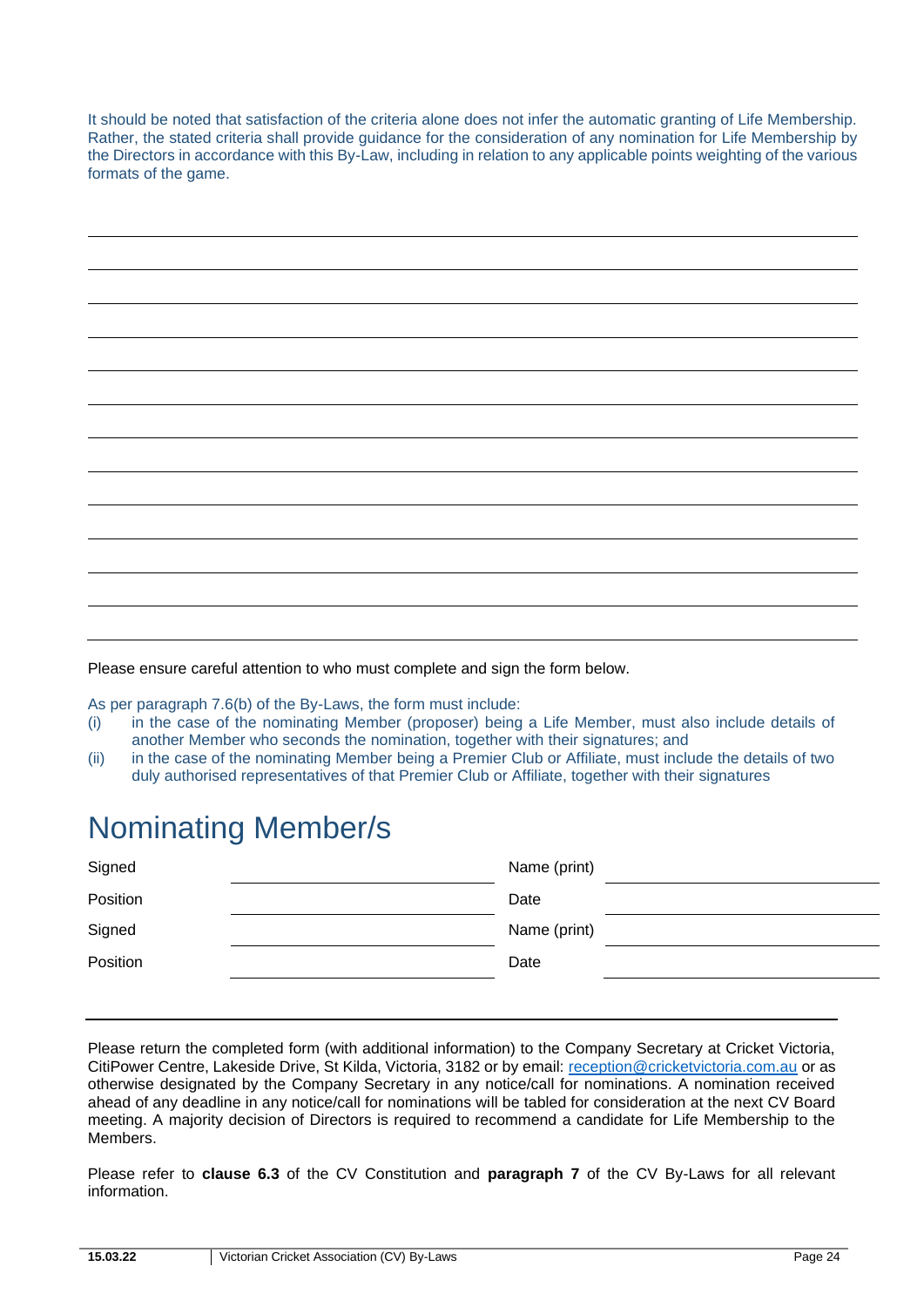It should be noted that satisfaction of the criteria alone does not infer the automatic granting of Life Membership. Rather, the stated criteria shall provide guidance for the consideration of any nomination for Life Membership by the Directors in accordance with this By-Law, including in relation to any applicable points weighting of the various formats of the game.

Please ensure careful attention to who must complete and sign the form below.

As per paragraph 7.6(b) of the By-Laws, the form must include:

(i) in the case of the nominating Member (proposer) being a Life Member, must also include details of another Member who seconds the nomination, together with their signatures; and

(ii) in the case of the nominating Member being a Premier Club or Affiliate, must include the details of two duly authorised representatives of that Premier Club or Affiliate, together with their signatures

# Nominating Member/s

| | | | |
|---|---|---|---|
| Signed | | Name (print) | |
| Position | | Date | |
| Signed | | Name (print) | |
| Position | | Date | |

Please return the completed form (with additional information) to the Company Secretary at Cricket Victoria, CitiPower Centre, Lakeside Drive, St Kilda, Victoria, 3182 or by email: reception@cricketvictoria.com.au or as otherwise designated by the Company Secretary in any notice/call for nominations. A nomination received ahead of any deadline in any notice/call for nominations will be tabled for consideration at the next CV Board meeting. A majority decision of Directors is required to recommend a candidate for Life Membership to the Members.

Please refer to **clause 6.3** of the CV Constitution and **paragraph 7** of the CV By-Laws for all relevant information.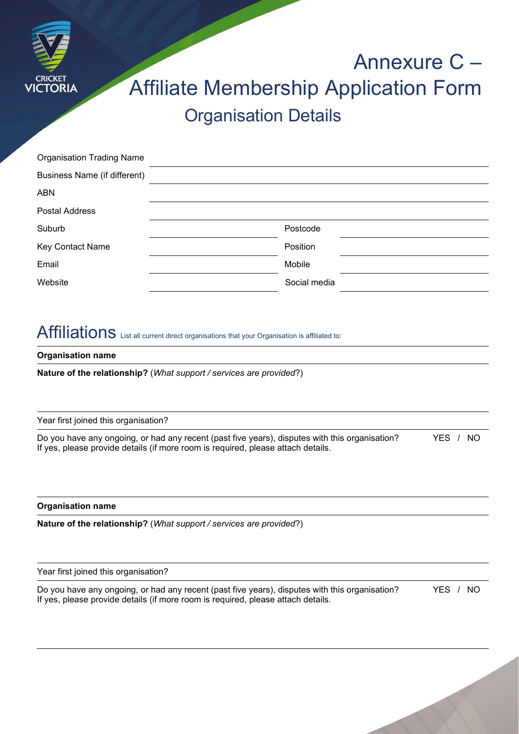# Annexure C – Affiliate Membership Application Form

## Organisation Details

| | | | |
|---|---|---|---|
| Organisation Trading Name | | | |
| Business Name (if different) | | | |
| ABN | | | |
| Postal Address | | | |
| Suburb | | Postcode | |
| Key Contact Name | | Position | |
| Email | | Mobile | |
| Website | | Social media | |

## Affiliations

List all current direct organisations that your Organisation is affiliated to:

**Organisation name**

**Nature of the relationship?** (*What support / services are provided*?)

Year first joined this organisation?

Do you have any ongoing, or had any recent (past five years), disputes with this organisation? YES / NO
If yes, please provide details (if more room is required, please attach details.

**Organisation name**

**Nature of the relationship?** (*What support / services are provided*?)

Year first joined this organisation?

Do you have any ongoing, or had any recent (past five years), disputes with this organisation? YES / NO
If yes, please provide details (if more room is required, please attach details.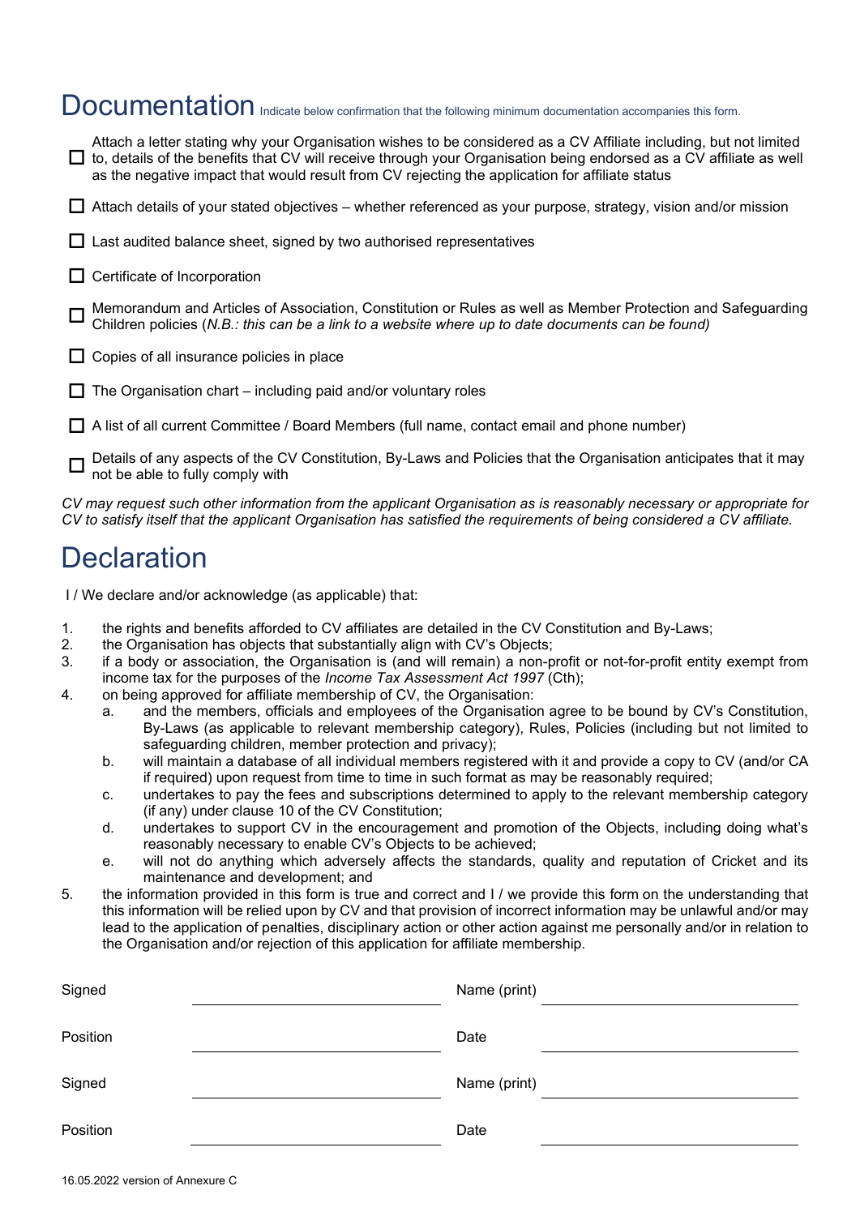# Documentation

Indicate below confirmation that the following minimum documentation accompanies this form.

- ☐ Attach a letter stating why your Organisation wishes to be considered as a CV Affiliate including, but not limited to, details of the benefits that CV will receive through your Organisation being endorsed as a CV affiliate as well as the negative impact that would result from CV rejecting the application for affiliate status
- ☐ Attach details of your stated objectives – whether referenced as your purpose, strategy, vision and/or mission
- ☐ Last audited balance sheet, signed by two authorised representatives
- ☐ Certificate of Incorporation
- ☐ Memorandum and Articles of Association, Constitution or Rules as well as Member Protection and Safeguarding Children policies (*N.B.: this can be a link to a website where up to date documents can be found)*
- ☐ Copies of all insurance policies in place
- ☐ The Organisation chart – including paid and/or voluntary roles
- ☐ A list of all current Committee / Board Members (full name, contact email and phone number)
- ☐ Details of any aspects of the CV Constitution, By-Laws and Policies that the Organisation anticipates that it may not be able to fully comply with

*CV may request such other information from the applicant Organisation as is reasonably necessary or appropriate for CV to satisfy itself that the applicant Organisation has satisfied the requirements of being considered a CV affiliate.*

# Declaration

I / We declare and/or acknowledge (as applicable) that:

1. the rights and benefits afforded to CV affiliates are detailed in the CV Constitution and By-Laws;
2. the Organisation has objects that substantially align with CV's Objects;
3. if a body or association, the Organisation is (and will remain) a non-profit or not-for-profit entity exempt from income tax for the purposes of the *Income Tax Assessment Act 1997* (Cth);
4. on being approved for affiliate membership of CV, the Organisation:
   a. and the members, officials and employees of the Organisation agree to be bound by CV's Constitution, By-Laws (as applicable to relevant membership category), Rules, Policies (including but not limited to safeguarding children, member protection and privacy);
   b. will maintain a database of all individual members registered with it and provide a copy to CV (and/or CA if required) upon request from time to time in such format as may be reasonably required;
   c. undertakes to pay the fees and subscriptions determined to apply to the relevant membership category (if any) under clause 10 of the CV Constitution;
   d. undertakes to support CV in the encouragement and promotion of the Objects, including doing what's reasonably necessary to enable CV's Objects to be achieved;
   e. will not do anything which adversely affects the standards, quality and reputation of Cricket and its maintenance and development; and
5. the information provided in this form is true and correct and I / we provide this form on the understanding that this information will be relied upon by CV and that provision of incorrect information may be unlawful and/or may lead to the application of penalties, disciplinary action or other action against me personally and/or in relation to the Organisation and/or rejection of this application for affiliate membership.

| | | | |
|---|---|---|---|
| Signed | | Name (print) | |
| Position | | Date | |
| Signed | | Name (print) | |
| Position | | Date | |

16.05.2022 version of Annexure C